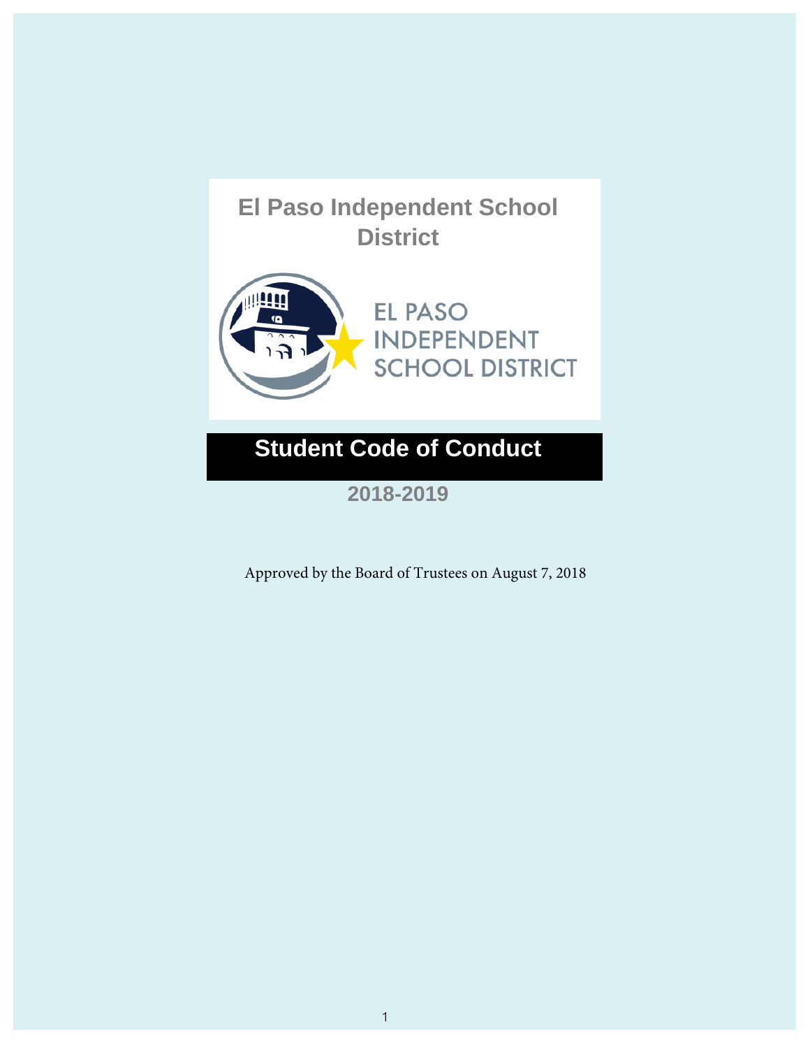# El Paso Independent School District

EL PASO INDEPENDENT SCHOOL DISTRICT

## Student Code of Conduct

**2018-2019**

Approved by the Board of Trustees on August 7, 2018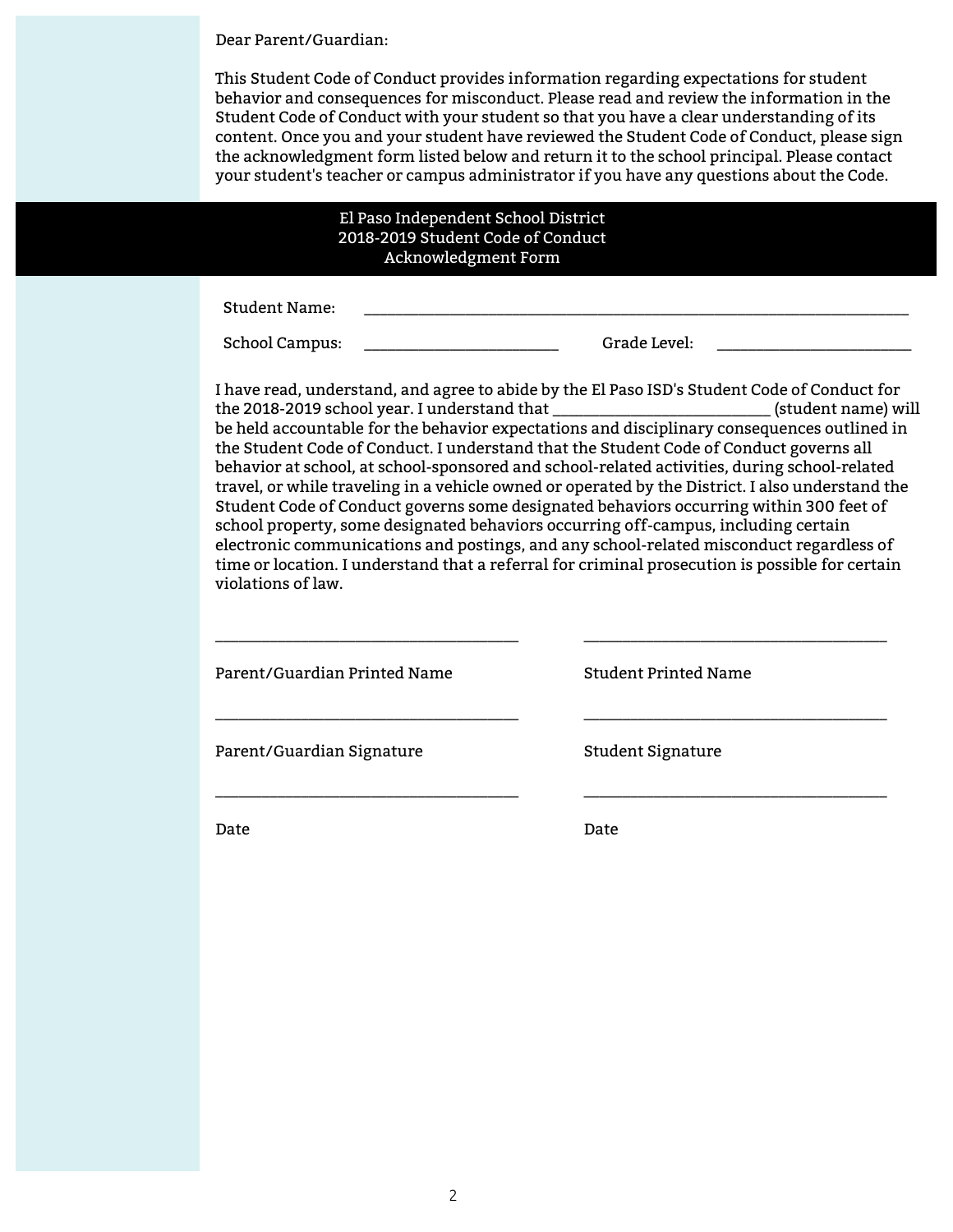Dear Parent/Guardian:

This Student Code of Conduct provides information regarding expectations for student behavior and consequences for misconduct. Please read and review the information in the Student Code of Conduct with your student so that you have a clear understanding of its content. Once you and your student have reviewed the Student Code of Conduct, please sign the acknowledgment form listed below and return it to the school principal. Please contact your student's teacher or campus administrator if you have any questions about the Code.

## El Paso Independent School District
## 2018-2019 Student Code of Conduct
## Acknowledgment Form

Student Name: ________________________________________________

School Campus: ____________________ Grade Level: ____________________

I have read, understand, and agree to abide by the El Paso ISD's Student Code of Conduct for the 2018-2019 school year. I understand that ________________________ (student name) will be held accountable for the behavior expectations and disciplinary consequences outlined in the Student Code of Conduct. I understand that the Student Code of Conduct governs all behavior at school, at school-sponsored and school-related activities, during school-related travel, or while traveling in a vehicle owned or operated by the District. I also understand the Student Code of Conduct governs some designated behaviors occurring within 300 feet of school property, some designated behaviors occurring off-campus, including certain electronic communications and postings, and any school-related misconduct regardless of time or location. I understand that a referral for criminal prosecution is possible for certain violations of law.

________________________________

Parent/Guardian Printed Name

________________________________

Parent/Guardian Signature

________________________________

Date

________________________________

Student Printed Name

________________________________

Student Signature

________________________________

Date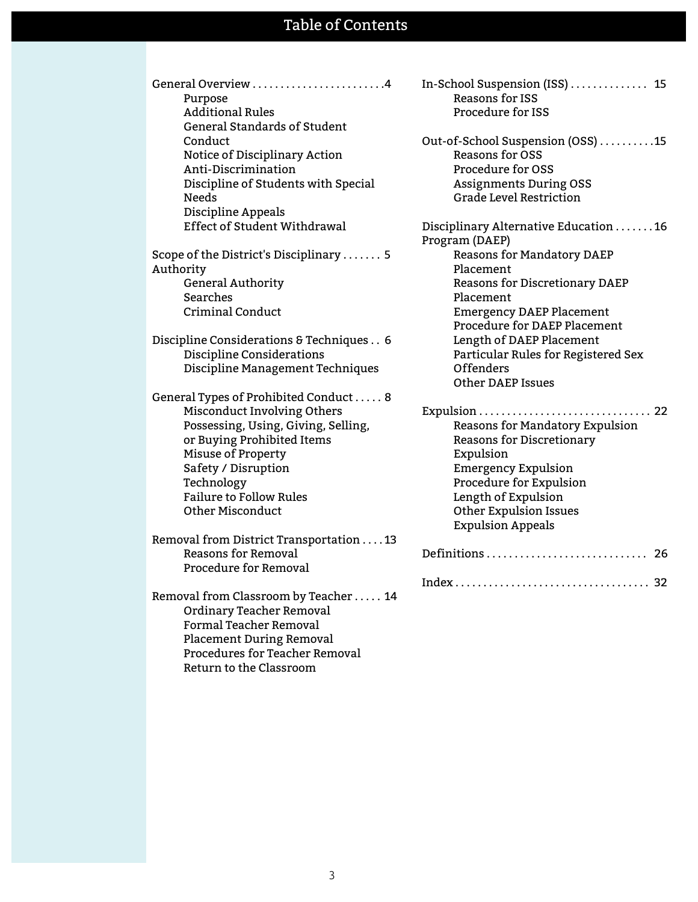# Table of Contents

- General Overview ........ 4
  - Purpose
  - Additional Rules
  - General Standards of Student Conduct
  - Notice of Disciplinary Action
  - Anti-Discrimination
  - Discipline of Students with Special Needs
  - Discipline Appeals
  - Effect of Student Withdrawal

- Scope of the District's Disciplinary Authority ........ 5
  - General Authority
  - Searches
  - Criminal Conduct

- Discipline Considerations & Techniques ........ 6
  - Discipline Considerations
  - Discipline Management Techniques

- General Types of Prohibited Conduct ........ 8
  - Misconduct Involving Others
  - Possessing, Using, Giving, Selling, or Buying Prohibited Items
  - Misuse of Property
  - Safety / Disruption
  - Technology
  - Failure to Follow Rules
  - Other Misconduct

- Removal from District Transportation ........ 13
  - Reasons for Removal
  - Procedure for Removal

- Removal from Classroom by Teacher ........ 14
  - Ordinary Teacher Removal
  - Formal Teacher Removal
  - Placement During Removal
  - Procedures for Teacher Removal
  - Return to the Classroom

- In-School Suspension (ISS) ........ 15
  - Reasons for ISS
  - Procedure for ISS

- Out-of-School Suspension (OSS) ........ 15
  - Reasons for OSS
  - Procedure for OSS
  - Assignments During OSS
  - Grade Level Restriction

- Disciplinary Alternative Education Program (DAEP) ........ 16
  - Reasons for Mandatory DAEP Placement
  - Reasons for Discretionary DAEP Placement
  - Emergency DAEP Placement
  - Procedure for DAEP Placement
  - Length of DAEP Placement
  - Particular Rules for Registered Sex Offenders
  - Other DAEP Issues

- Expulsion ........ 22
  - Reasons for Mandatory Expulsion
  - Reasons for Discretionary Expulsion
  - Emergency Expulsion
  - Procedure for Expulsion
  - Length of Expulsion
  - Other Expulsion Issues
  - Expulsion Appeals

- Definitions ........ 26

- Index ........ 32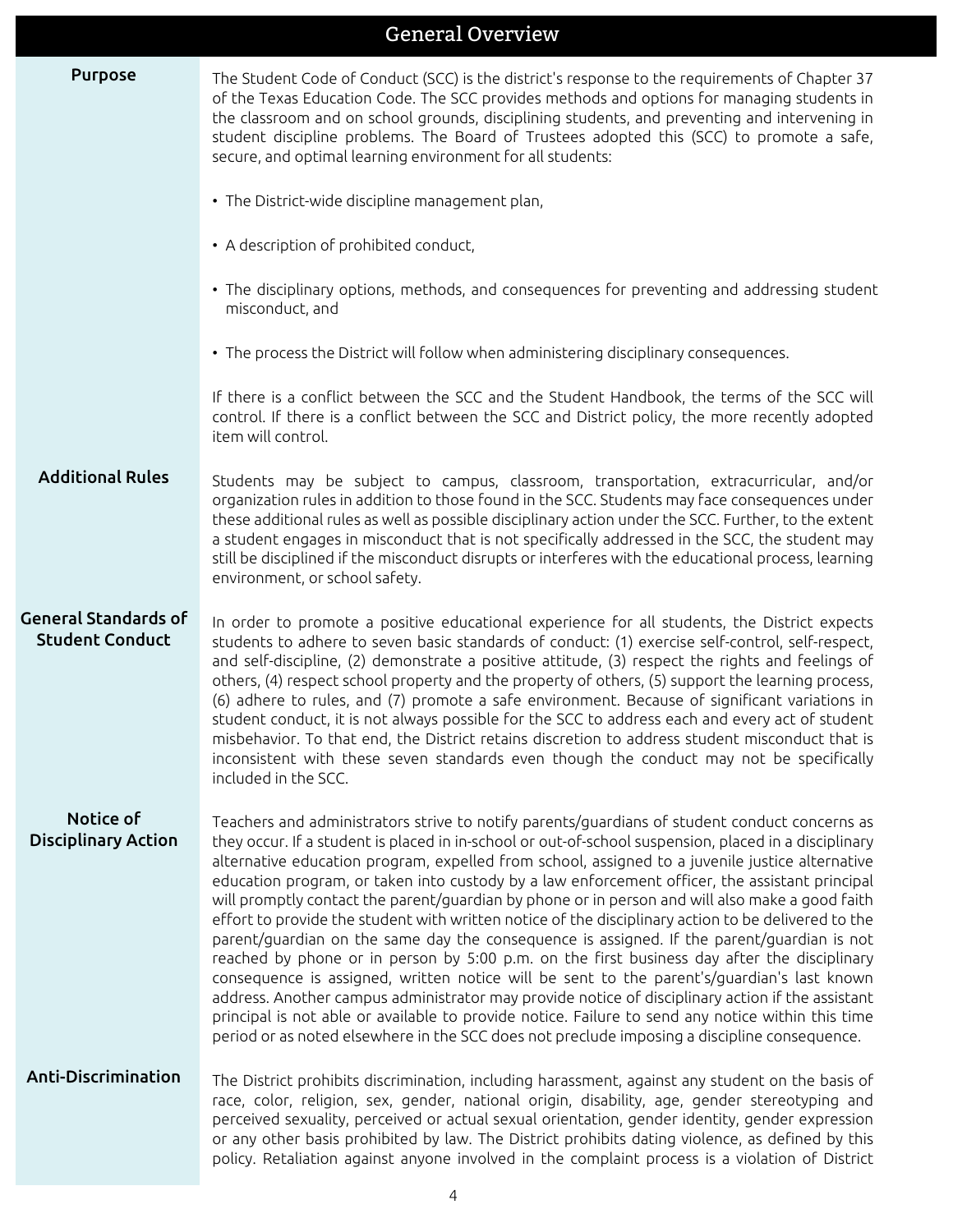# General Overview

## Purpose

The Student Code of Conduct (SCC) is the district's response to the requirements of Chapter 37 of the Texas Education Code. The SCC provides methods and options for managing students in the classroom and on school grounds, disciplining students, and preventing and intervening in student discipline problems. The Board of Trustees adopted this (SCC) to promote a safe, secure, and optimal learning environment for all students:

- The District-wide discipline management plan,
- A description of prohibited conduct,
- The disciplinary options, methods, and consequences for preventing and addressing student misconduct, and
- The process the District will follow when administering disciplinary consequences.

If there is a conflict between the SCC and the Student Handbook, the terms of the SCC will control. If there is a conflict between the SCC and District policy, the more recently adopted item will control.

## Additional Rules

Students may be subject to campus, classroom, transportation, extracurricular, and/or organization rules in addition to those found in the SCC. Students may face consequences under these additional rules as well as possible disciplinary action under the SCC. Further, to the extent a student engages in misconduct that is not specifically addressed in the SCC, the student may still be disciplined if the misconduct disrupts or interferes with the educational process, learning environment, or school safety.

## General Standards of Student Conduct

In order to promote a positive educational experience for all students, the District expects students to adhere to seven basic standards of conduct: (1) exercise self-control, self-respect, and self-discipline, (2) demonstrate a positive attitude, (3) respect the rights and feelings of others, (4) respect school property and the property of others, (5) support the learning process, (6) adhere to rules, and (7) promote a safe environment. Because of significant variations in student conduct, it is not always possible for the SCC to address each and every act of student misbehavior. To that end, the District retains discretion to address student misconduct that is inconsistent with these seven standards even though the conduct may not be specifically included in the SCC.

## Notice of Disciplinary Action

Teachers and administrators strive to notify parents/guardians of student conduct concerns as they occur. If a student is placed in in-school or out-of-school suspension, placed in a disciplinary alternative education program, expelled from school, assigned to a juvenile justice alternative education program, or taken into custody by a law enforcement officer, the assistant principal will promptly contact the parent/guardian by phone or in person and will also make a good faith effort to provide the student with written notice of the disciplinary action to be delivered to the parent/guardian on the same day the consequence is assigned. If the parent/guardian is not reached by phone or in person by 5:00 p.m. on the first business day after the disciplinary consequence is assigned, written notice will be sent to the parent's/guardian's last known address. Another campus administrator may provide notice of disciplinary action if the assistant principal is not able or available to provide notice. Failure to send any notice within this time period or as noted elsewhere in the SCC does not preclude imposing a discipline consequence.

## Anti-Discrimination

The District prohibits discrimination, including harassment, against any student on the basis of race, color, religion, sex, gender, national origin, disability, age, gender stereotyping and perceived sexuality, perceived or actual sexual orientation, gender identity, gender expression or any other basis prohibited by law. The District prohibits dating violence, as defined by this policy. Retaliation against anyone involved in the complaint process is a violation of District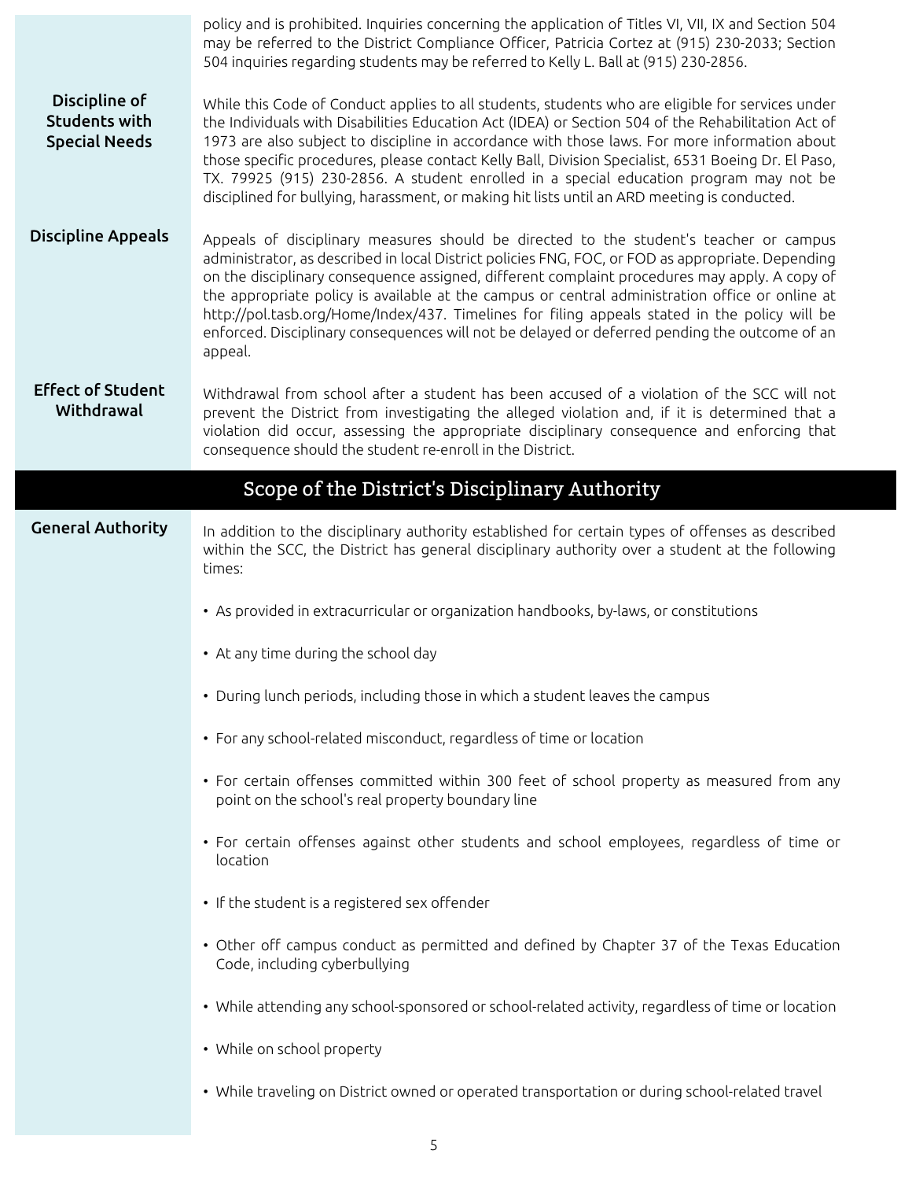policy and is prohibited. Inquiries concerning the application of Titles VI, VII, IX and Section 504 may be referred to the District Compliance Officer, Patricia Cortez at (915) 230-2033; Section 504 inquiries regarding students may be referred to Kelly L. Ball at (915) 230-2856.

### Discipline of Students with Special Needs

While this Code of Conduct applies to all students, students who are eligible for services under the Individuals with Disabilities Education Act (IDEA) or Section 504 of the Rehabilitation Act of 1973 are also subject to discipline in accordance with those laws. For more information about those specific procedures, please contact Kelly Ball, Division Specialist, 6531 Boeing Dr. El Paso, TX. 79925 (915) 230-2856. A student enrolled in a special education program may not be disciplined for bullying, harassment, or making hit lists until an ARD meeting is conducted.

### Discipline Appeals

Appeals of disciplinary measures should be directed to the student's teacher or campus administrator, as described in local District policies FNG, FOC, or FOD as appropriate. Depending on the disciplinary consequence assigned, different complaint procedures may apply. A copy of the appropriate policy is available at the campus or central administration office or online at http://pol.tasb.org/Home/Index/437. Timelines for filing appeals stated in the policy will be enforced. Disciplinary consequences will not be delayed or deferred pending the outcome of an appeal.

### Effect of Student Withdrawal

Withdrawal from school after a student has been accused of a violation of the SCC will not prevent the District from investigating the alleged violation and, if it is determined that a violation did occur, assessing the appropriate disciplinary consequence and enforcing that consequence should the student re-enroll in the District.

## Scope of the District's Disciplinary Authority

### General Authority

In addition to the disciplinary authority established for certain types of offenses as described within the SCC, the District has general disciplinary authority over a student at the following times:

- As provided in extracurricular or organization handbooks, by-laws, or constitutions
- At any time during the school day
- During lunch periods, including those in which a student leaves the campus
- For any school-related misconduct, regardless of time or location
- For certain offenses committed within 300 feet of school property as measured from any point on the school's real property boundary line
- For certain offenses against other students and school employees, regardless of time or location
- If the student is a registered sex offender
- Other off campus conduct as permitted and defined by Chapter 37 of the Texas Education Code, including cyberbullying
- While attending any school-sponsored or school-related activity, regardless of time or location
- While on school property
- While traveling on District owned or operated transportation or during school-related travel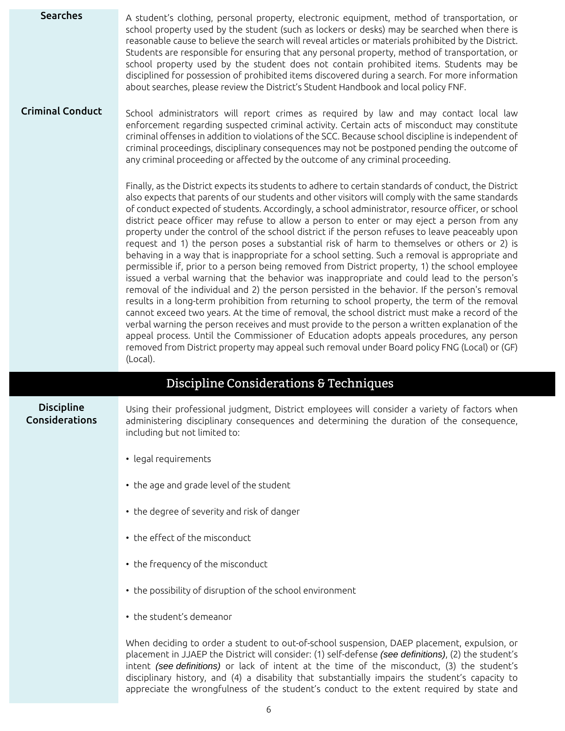### Searches

A student's clothing, personal property, electronic equipment, method of transportation, or school property used by the student (such as lockers or desks) may be searched when there is reasonable cause to believe the search will reveal articles or materials prohibited by the District. Students are responsible for ensuring that any personal property, method of transportation, or school property used by the student does not contain prohibited items. Students may be disciplined for possession of prohibited items discovered during a search. For more information about searches, please review the District's Student Handbook and local policy FNF.

### Criminal Conduct

School administrators will report crimes as required by law and may contact local law enforcement regarding suspected criminal activity. Certain acts of misconduct may constitute criminal offenses in addition to violations of the SCC. Because school discipline is independent of criminal proceedings, disciplinary consequences may not be postponed pending the outcome of any criminal proceeding or affected by the outcome of any criminal proceeding.

Finally, as the District expects its students to adhere to certain standards of conduct, the District also expects that parents of our students and other visitors will comply with the same standards of conduct expected of students. Accordingly, a school administrator, resource officer, or school district peace officer may refuse to allow a person to enter or may eject a person from any property under the control of the school district if the person refuses to leave peaceably upon request and 1) the person poses a substantial risk of harm to themselves or others or 2) is behaving in a way that is inappropriate for a school setting. Such a removal is appropriate and permissible if, prior to a person being removed from District property, 1) the school employee issued a verbal warning that the behavior was inappropriate and could lead to the person's removal of the individual and 2) the person persisted in the behavior. If the person's removal results in a long-term prohibition from returning to school property, the term of the removal cannot exceed two years. At the time of removal, the school district must make a record of the verbal warning the person receives and must provide to the person a written explanation of the appeal process. Until the Commissioner of Education adopts appeals procedures, any person removed from District property may appeal such removal under Board policy FNG (Local) or (GF) (Local).

## Discipline Considerations & Techniques

### Discipline Considerations

Using their professional judgment, District employees will consider a variety of factors when administering disciplinary consequences and determining the duration of the consequence, including but not limited to:

- legal requirements
- the age and grade level of the student
- the degree of severity and risk of danger
- the effect of the misconduct
- the frequency of the misconduct
- the possibility of disruption of the school environment
- the student's demeanor

When deciding to order a student to out-of-school suspension, DAEP placement, expulsion, or placement in JJAEP the District will consider: (1) self-defense *(see definitions)*, (2) the student's intent *(see definitions)* or lack of intent at the time of the misconduct, (3) the student's disciplinary history, and (4) a disability that substantially impairs the student's capacity to appreciate the wrongfulness of the student's conduct to the extent required by state and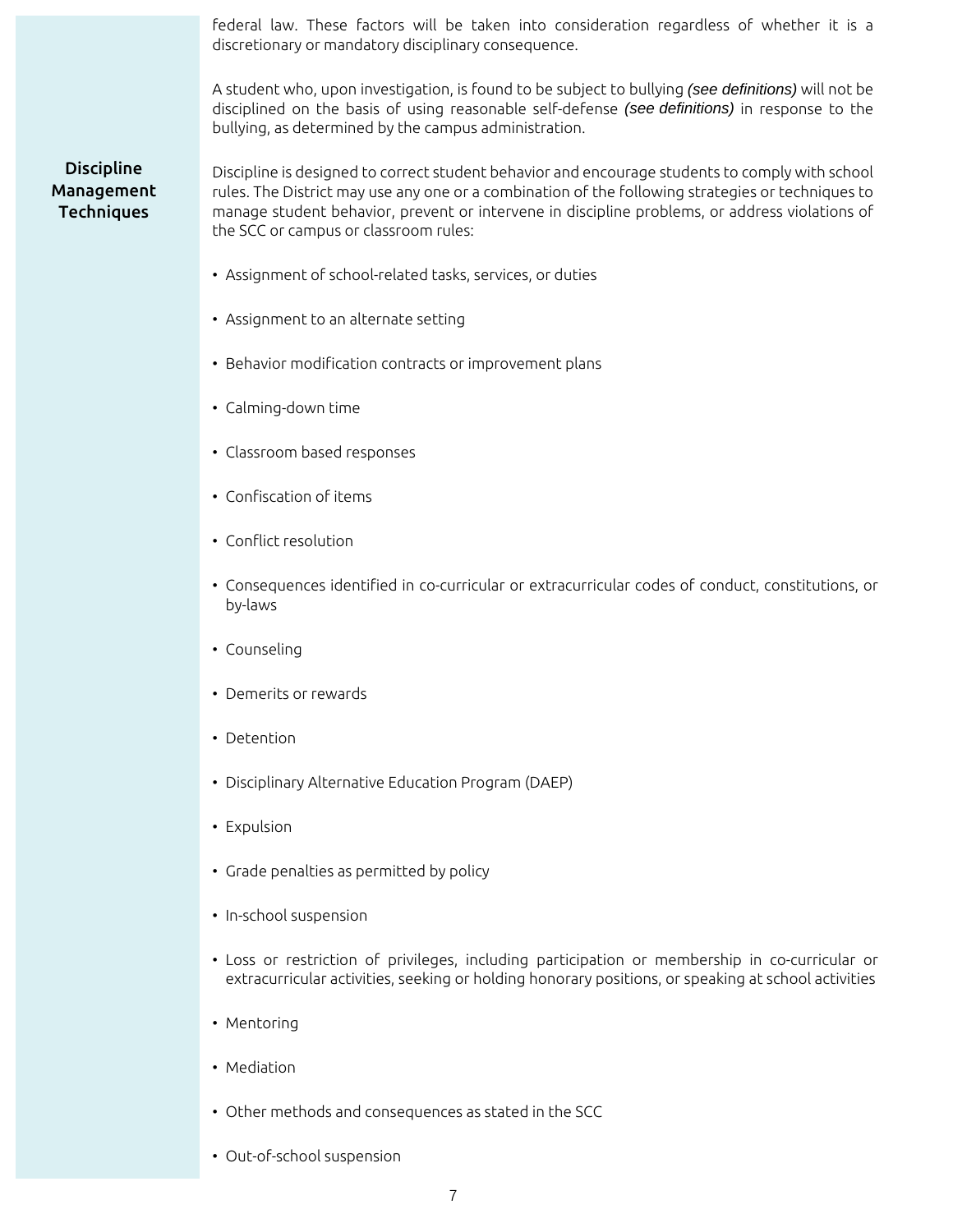federal law. These factors will be taken into consideration regardless of whether it is a discretionary or mandatory disciplinary consequence.

A student who, upon investigation, is found to be subject to bullying ***(see definitions)*** will not be disciplined on the basis of using reasonable self-defense ***(see definitions)*** in response to the bullying, as determined by the campus administration.

## Discipline Management Techniques

Discipline is designed to correct student behavior and encourage students to comply with school rules. The District may use any one or a combination of the following strategies or techniques to manage student behavior, prevent or intervene in discipline problems, or address violations of the SCC or campus or classroom rules:

- Assignment of school-related tasks, services, or duties
- Assignment to an alternate setting
- Behavior modification contracts or improvement plans
- Calming-down time
- Classroom based responses
- Confiscation of items
- Conflict resolution
- Consequences identified in co-curricular or extracurricular codes of conduct, constitutions, or by-laws
- Counseling
- Demerits or rewards
- Detention
- Disciplinary Alternative Education Program (DAEP)
- Expulsion
- Grade penalties as permitted by policy
- In-school suspension
- Loss or restriction of privileges, including participation or membership in co-curricular or extracurricular activities, seeking or holding honorary positions, or speaking at school activities
- Mentoring
- Mediation
- Other methods and consequences as stated in the SCC
- Out-of-school suspension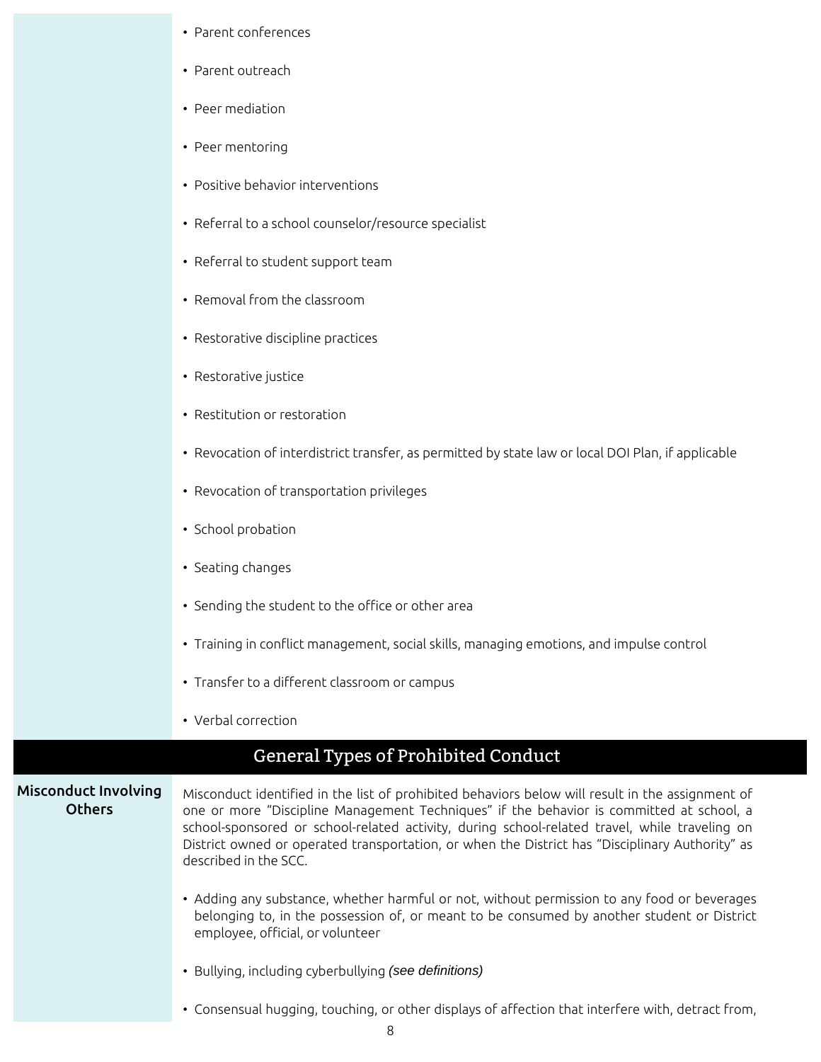- Parent conferences
- Parent outreach
- Peer mediation
- Peer mentoring
- Positive behavior interventions
- Referral to a school counselor/resource specialist
- Referral to student support team
- Removal from the classroom
- Restorative discipline practices
- Restorative justice
- Restitution or restoration
- Revocation of interdistrict transfer, as permitted by state law or local DOI Plan, if applicable
- Revocation of transportation privileges
- School probation
- Seating changes
- Sending the student to the office or other area
- Training in conflict management, social skills, managing emotions, and impulse control
- Transfer to a different classroom or campus
- Verbal correction

## General Types of Prohibited Conduct

### Misconduct Involving Others

Misconduct identified in the list of prohibited behaviors below will result in the assignment of one or more "Discipline Management Techniques" if the behavior is committed at school, a school-sponsored or school-related activity, during school-related travel, while traveling on District owned or operated transportation, or when the District has "Disciplinary Authority" as described in the SCC.

- Adding any substance, whether harmful or not, without permission to any food or beverages belonging to, in the possession of, or meant to be consumed by another student or District employee, official, or volunteer
- Bullying, including cyberbullying *(see definitions)*
- Consensual hugging, touching, or other displays of affection that interfere with, detract from,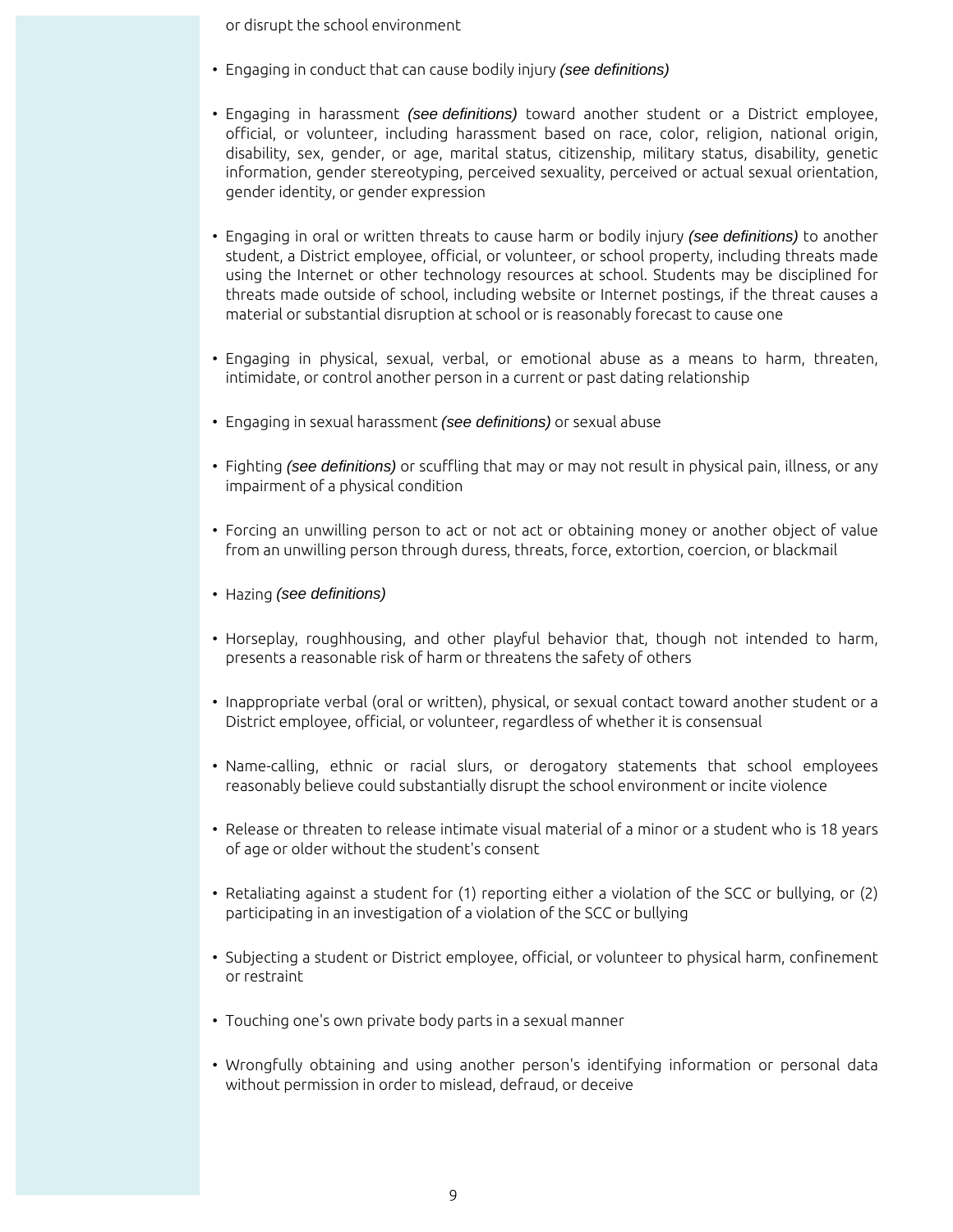or disrupt the school environment

- Engaging in conduct that can cause bodily injury *(see definitions)*

- Engaging in harassment *(see definitions)* toward another student or a District employee, official, or volunteer, including harassment based on race, color, religion, national origin, disability, sex, gender, or age, marital status, citizenship, military status, disability, genetic information, gender stereotyping, perceived sexuality, perceived or actual sexual orientation, gender identity, or gender expression

- Engaging in oral or written threats to cause harm or bodily injury *(see definitions)* to another student, a District employee, official, or volunteer, or school property, including threats made using the Internet or other technology resources at school. Students may be disciplined for threats made outside of school, including website or Internet postings, if the threat causes a material or substantial disruption at school or is reasonably forecast to cause one

- Engaging in physical, sexual, verbal, or emotional abuse as a means to harm, threaten, intimidate, or control another person in a current or past dating relationship

- Engaging in sexual harassment *(see definitions)* or sexual abuse

- Fighting *(see definitions)* or scuffling that may or may not result in physical pain, illness, or any impairment of a physical condition

- Forcing an unwilling person to act or not act or obtaining money or another object of value from an unwilling person through duress, threats, force, extortion, coercion, or blackmail

- Hazing *(see definitions)*

- Horseplay, roughhousing, and other playful behavior that, though not intended to harm, presents a reasonable risk of harm or threatens the safety of others

- Inappropriate verbal (oral or written), physical, or sexual contact toward another student or a District employee, official, or volunteer, regardless of whether it is consensual

- Name-calling, ethnic or racial slurs, or derogatory statements that school employees reasonably believe could substantially disrupt the school environment or incite violence

- Release or threaten to release intimate visual material of a minor or a student who is 18 years of age or older without the student's consent

- Retaliating against a student for (1) reporting either a violation of the SCC or bullying, or (2) participating in an investigation of a violation of the SCC or bullying

- Subjecting a student or District employee, official, or volunteer to physical harm, confinement or restraint

- Touching one's own private body parts in a sexual manner

- Wrongfully obtaining and using another person's identifying information or personal data without permission in order to mislead, defraud, or deceive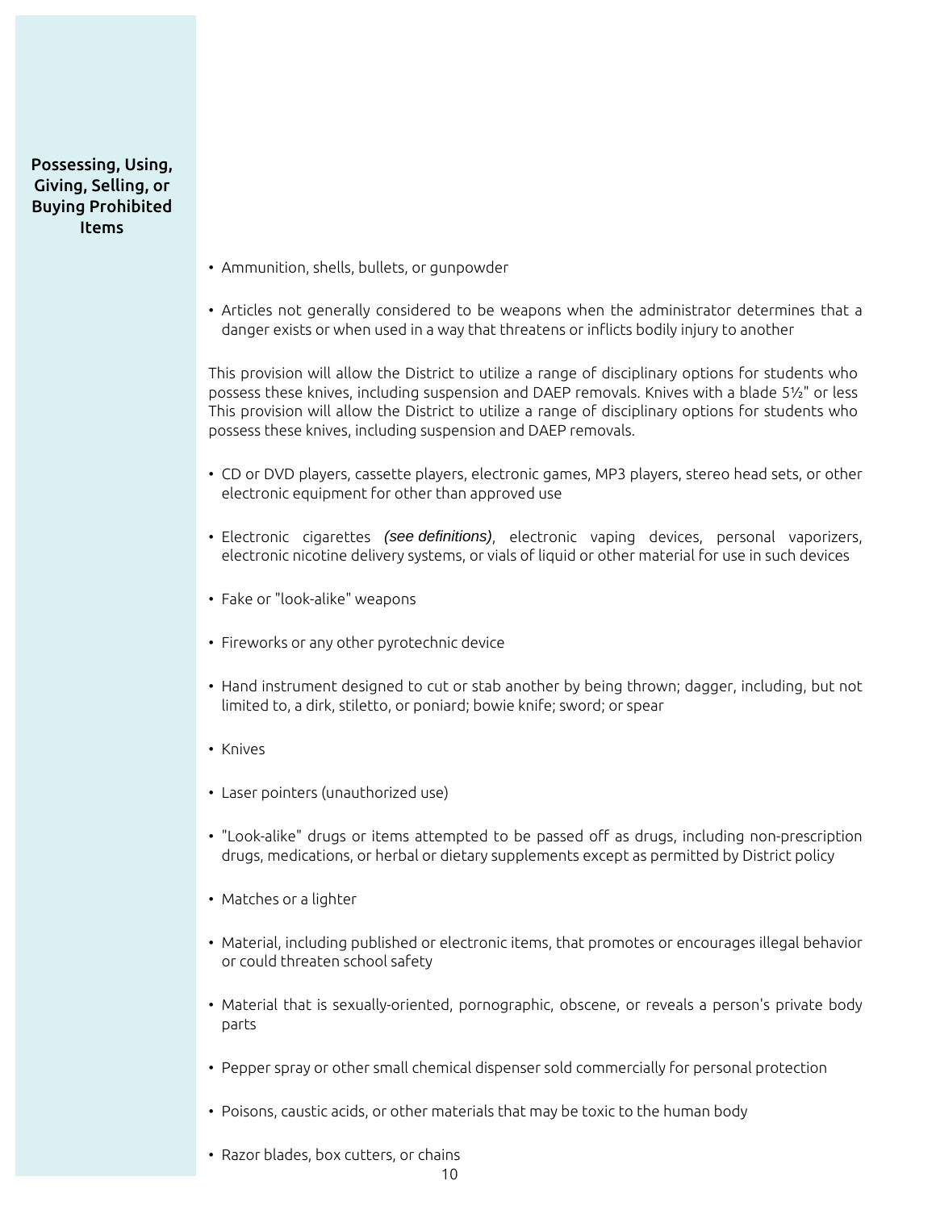### Possessing, Using, Giving, Selling, or Buying Prohibited Items

- Ammunition, shells, bullets, or gunpowder
- Articles not generally considered to be weapons when the administrator determines that a danger exists or when used in a way that threatens or inflicts bodily injury to another

This provision will allow the District to utilize a range of disciplinary options for students who possess these knives, including suspension and DAEP removals. Knives with a blade 5½" or less This provision will allow the District to utilize a range of disciplinary options for students who possess these knives, including suspension and DAEP removals.

- CD or DVD players, cassette players, electronic games, MP3 players, stereo head sets, or other electronic equipment for other than approved use
- Electronic cigarettes *(see definitions)*, electronic vaping devices, personal vaporizers, electronic nicotine delivery systems, or vials of liquid or other material for use in such devices
- Fake or "look-alike" weapons
- Fireworks or any other pyrotechnic device
- Hand instrument designed to cut or stab another by being thrown; dagger, including, but not limited to, a dirk, stiletto, or poniard; bowie knife; sword; or spear
- Knives
- Laser pointers (unauthorized use)
- "Look-alike" drugs or items attempted to be passed off as drugs, including non-prescription drugs, medications, or herbal or dietary supplements except as permitted by District policy
- Matches or a lighter
- Material, including published or electronic items, that promotes or encourages illegal behavior or could threaten school safety
- Material that is sexually-oriented, pornographic, obscene, or reveals a person's private body parts
- Pepper spray or other small chemical dispenser sold commercially for personal protection
- Poisons, caustic acids, or other materials that may be toxic to the human body
- Razor blades, box cutters, or chains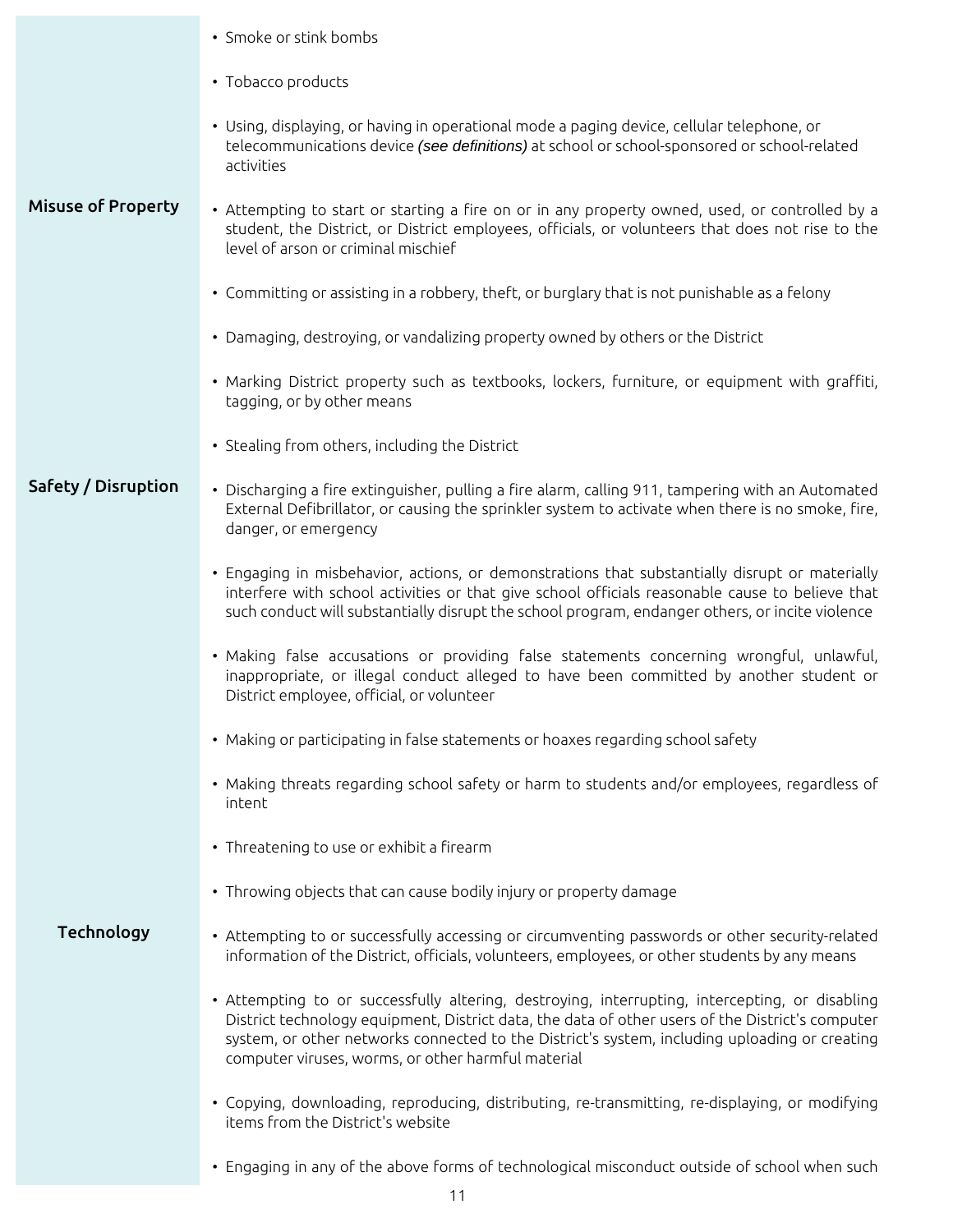- Smoke or stink bombs
- Tobacco products
- Using, displaying, or having in operational mode a paging device, cellular telephone, or telecommunications device *(see definitions)* at school or school-sponsored or school-related activities

**Misuse of Property**

- Attempting to start or starting a fire on or in any property owned, used, or controlled by a student, the District, or District employees, officials, or volunteers that does not rise to the level of arson or criminal mischief
- Committing or assisting in a robbery, theft, or burglary that is not punishable as a felony
- Damaging, destroying, or vandalizing property owned by others or the District
- Marking District property such as textbooks, lockers, furniture, or equipment with graffiti, tagging, or by other means
- Stealing from others, including the District

**Safety / Disruption**

- Discharging a fire extinguisher, pulling a fire alarm, calling 911, tampering with an Automated External Defibrillator, or causing the sprinkler system to activate when there is no smoke, fire, danger, or emergency
- Engaging in misbehavior, actions, or demonstrations that substantially disrupt or materially interfere with school activities or that give school officials reasonable cause to believe that such conduct will substantially disrupt the school program, endanger others, or incite violence
- Making false accusations or providing false statements concerning wrongful, unlawful, inappropriate, or illegal conduct alleged to have been committed by another student or District employee, official, or volunteer
- Making or participating in false statements or hoaxes regarding school safety
- Making threats regarding school safety or harm to students and/or employees, regardless of intent
- Threatening to use or exhibit a firearm
- Throwing objects that can cause bodily injury or property damage

**Technology**

- Attempting to or successfully accessing or circumventing passwords or other security-related information of the District, officials, volunteers, employees, or other students by any means
- Attempting to or successfully altering, destroying, interrupting, intercepting, or disabling District technology equipment, District data, the data of other users of the District's computer system, or other networks connected to the District's system, including uploading or creating computer viruses, worms, or other harmful material
- Copying, downloading, reproducing, distributing, re-transmitting, re-displaying, or modifying items from the District's website
- Engaging in any of the above forms of technological misconduct outside of school when such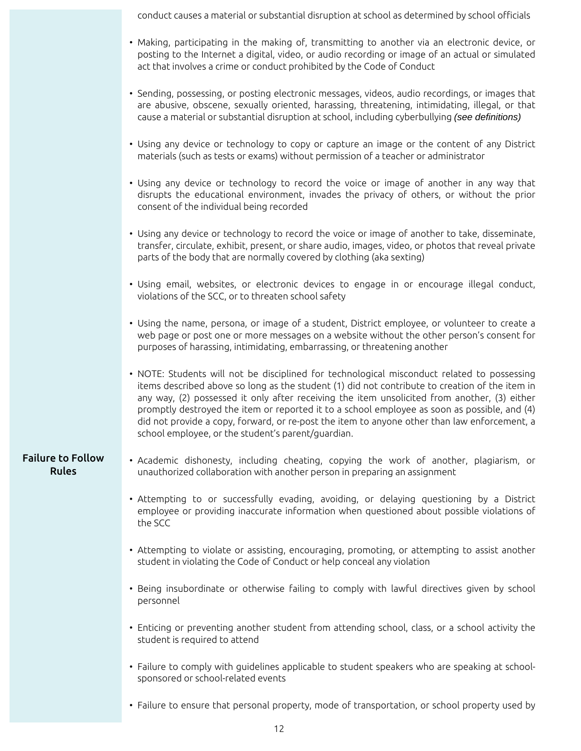conduct causes a material or substantial disruption at school as determined by school officials

- Making, participating in the making of, transmitting to another via an electronic device, or posting to the Internet a digital, video, or audio recording or image of an actual or simulated act that involves a crime or conduct prohibited by the Code of Conduct

- Sending, possessing, or posting electronic messages, videos, audio recordings, or images that are abusive, obscene, sexually oriented, harassing, threatening, intimidating, illegal, or that cause a material or substantial disruption at school, including cyberbullying *(see definitions)*

- Using any device or technology to copy or capture an image or the content of any District materials (such as tests or exams) without permission of a teacher or administrator

- Using any device or technology to record the voice or image of another in any way that disrupts the educational environment, invades the privacy of others, or without the prior consent of the individual being recorded

- Using any device or technology to record the voice or image of another to take, disseminate, transfer, circulate, exhibit, present, or share audio, images, video, or photos that reveal private parts of the body that are normally covered by clothing (aka sexting)

- Using email, websites, or electronic devices to engage in or encourage illegal conduct, violations of the SCC, or to threaten school safety

- Using the name, persona, or image of a student, District employee, or volunteer to create a web page or post one or more messages on a website without the other person's consent for purposes of harassing, intimidating, embarrassing, or threatening another

- NOTE: Students will not be disciplined for technological misconduct related to possessing items described above so long as the student (1) did not contribute to creation of the item in any way, (2) possessed it only after receiving the item unsolicited from another, (3) either promptly destroyed the item or reported it to a school employee as soon as possible, and (4) did not provide a copy, forward, or re-post the item to anyone other than law enforcement, a school employee, or the student's parent/guardian.

**Failure to Follow Rules**

- Academic dishonesty, including cheating, copying the work of another, plagiarism, or unauthorized collaboration with another person in preparing an assignment

- Attempting to or successfully evading, avoiding, or delaying questioning by a District employee or providing inaccurate information when questioned about possible violations of the SCC

- Attempting to violate or assisting, encouraging, promoting, or attempting to assist another student in violating the Code of Conduct or help conceal any violation

- Being insubordinate or otherwise failing to comply with lawful directives given by school personnel

- Enticing or preventing another student from attending school, class, or a school activity the student is required to attend

- Failure to comply with guidelines applicable to student speakers who are speaking at school-sponsored or school-related events

- Failure to ensure that personal property, mode of transportation, or school property used by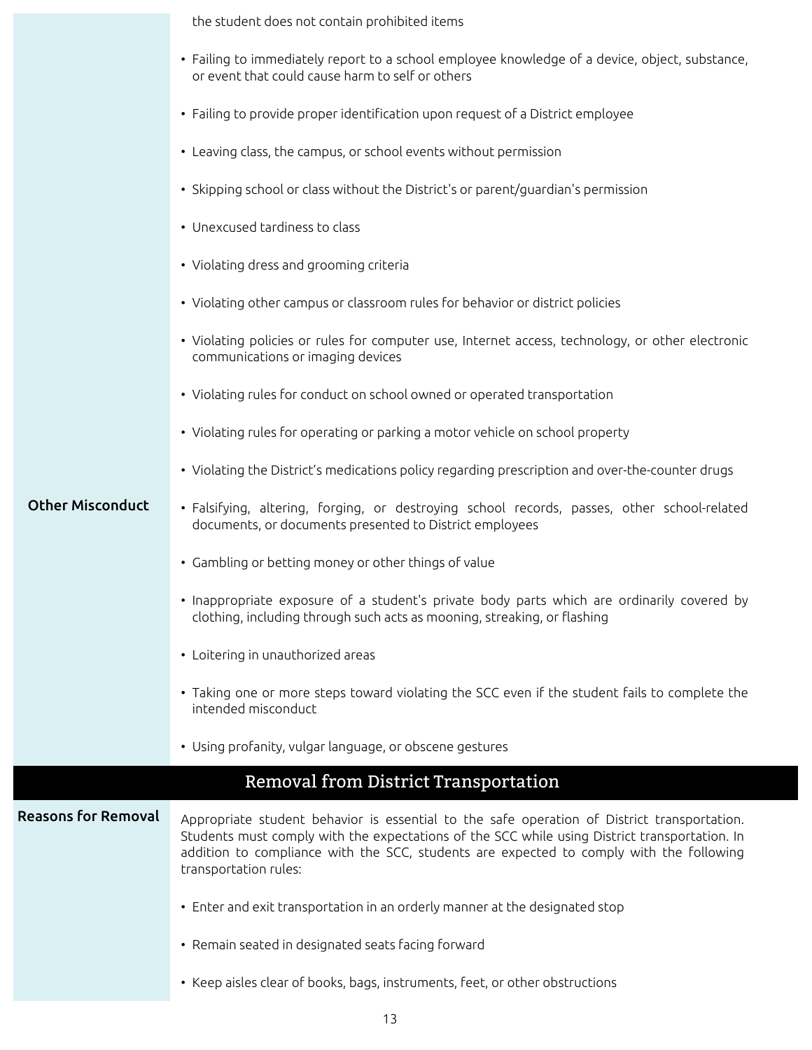the student does not contain prohibited items

**Other Misconduct**

- Failing to immediately report to a school employee knowledge of a device, object, substance, or event that could cause harm to self or others
- Failing to provide proper identification upon request of a District employee
- Leaving class, the campus, or school events without permission
- Skipping school or class without the District's or parent/guardian's permission
- Unexcused tardiness to class
- Violating dress and grooming criteria
- Violating other campus or classroom rules for behavior or district policies
- Violating policies or rules for computer use, Internet access, technology, or other electronic communications or imaging devices
- Violating rules for conduct on school owned or operated transportation
- Violating rules for operating or parking a motor vehicle on school property
- Violating the District's medications policy regarding prescription and over-the-counter drugs
- Falsifying, altering, forging, or destroying school records, passes, other school-related documents, or documents presented to District employees
- Gambling or betting money or other things of value
- Inappropriate exposure of a student's private body parts which are ordinarily covered by clothing, including through such acts as mooning, streaking, or flashing
- Loitering in unauthorized areas
- Taking one or more steps toward violating the SCC even if the student fails to complete the intended misconduct
- Using profanity, vulgar language, or obscene gestures

## Removal from District Transportation

**Reasons for Removal**

Appropriate student behavior is essential to the safe operation of District transportation. Students must comply with the expectations of the SCC while using District transportation. In addition to compliance with the SCC, students are expected to comply with the following transportation rules:

- Enter and exit transportation in an orderly manner at the designated stop
- Remain seated in designated seats facing forward
- Keep aisles clear of books, bags, instruments, feet, or other obstructions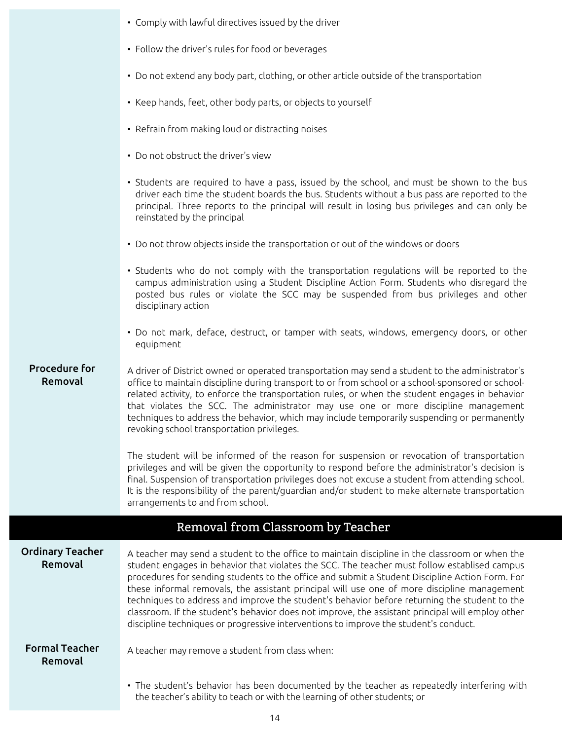- Comply with lawful directives issued by the driver
- Follow the driver's rules for food or beverages
- Do not extend any body part, clothing, or other article outside of the transportation
- Keep hands, feet, other body parts, or objects to yourself
- Refrain from making loud or distracting noises
- Do not obstruct the driver's view
- Students are required to have a pass, issued by the school, and must be shown to the bus driver each time the student boards the bus. Students without a bus pass are reported to the principal. Three reports to the principal will result in losing bus privileges and can only be reinstated by the principal
- Do not throw objects inside the transportation or out of the windows or doors
- Students who do not comply with the transportation regulations will be reported to the campus administration using a Student Discipline Action Form. Students who disregard the posted bus rules or violate the SCC may be suspended from bus privileges and other disciplinary action
- Do not mark, deface, destruct, or tamper with seats, windows, emergency doors, or other equipment

**Procedure for Removal**

A driver of District owned or operated transportation may send a student to the administrator's office to maintain discipline during transport to or from school or a school-sponsored or school-related activity, to enforce the transportation rules, or when the student engages in behavior that violates the SCC. The administrator may use one or more discipline management techniques to address the behavior, which may include temporarily suspending or permanently revoking school transportation privileges.

The student will be informed of the reason for suspension or revocation of transportation privileges and will be given the opportunity to respond before the administrator's decision is final. Suspension of transportation privileges does not excuse a student from attending school. It is the responsibility of the parent/guardian and/or student to make alternate transportation arrangements to and from school.

## Removal from Classroom by Teacher

**Ordinary Teacher Removal**

A teacher may send a student to the office to maintain discipline in the classroom or when the student engages in behavior that violates the SCC. The teacher must follow establised campus procedures for sending students to the office and submit a Student Discipline Action Form. For these informal removals, the assistant principal will use one of more discipline management techniques to address and improve the student's behavior before returning the student to the classroom. If the student's behavior does not improve, the assistant principal will employ other discipline techniques or progressive interventions to improve the student's conduct.

**Formal Teacher Removal**

A teacher may remove a student from class when:

- The student's behavior has been documented by the teacher as repeatedly interfering with the teacher's ability to teach or with the learning of other students; or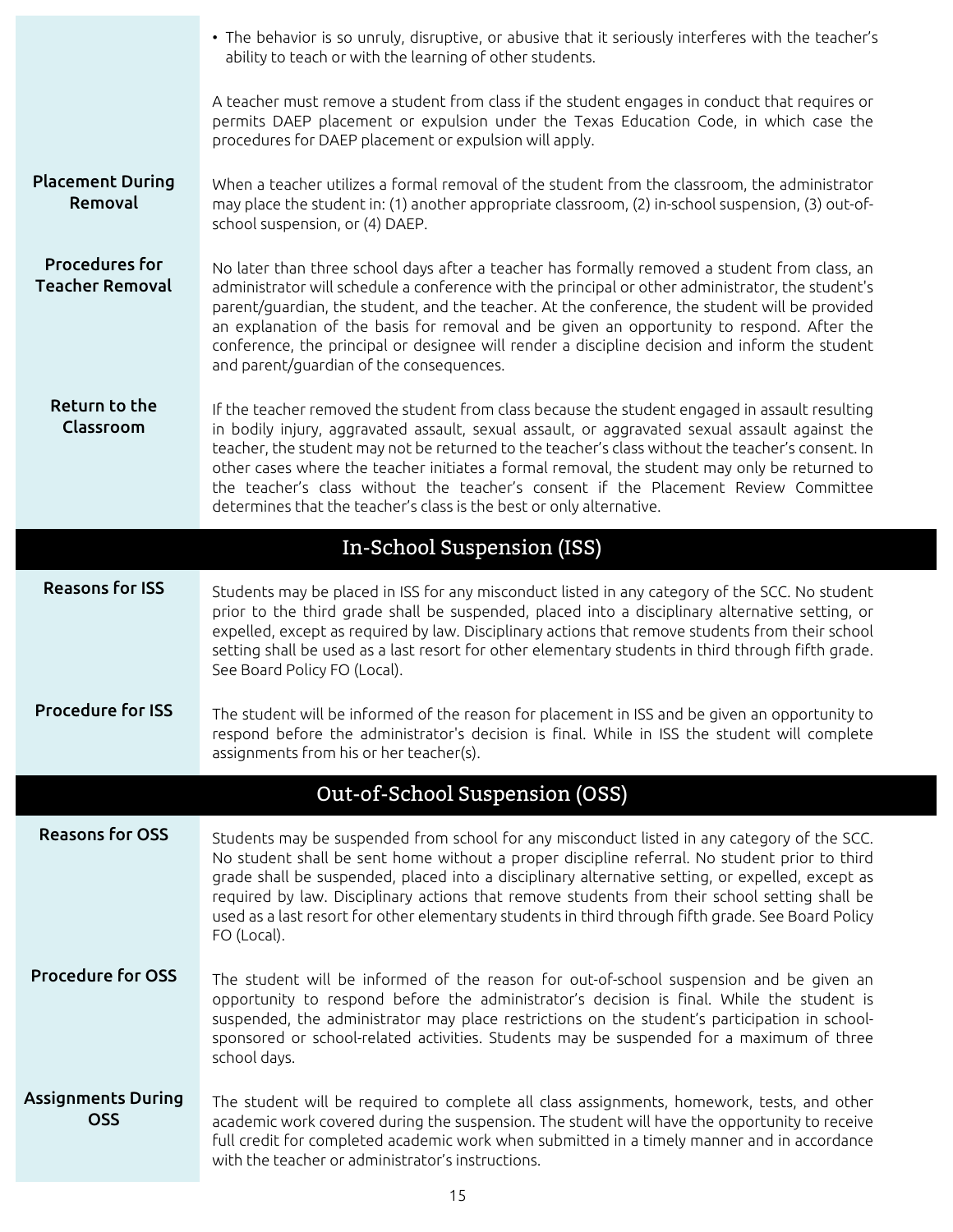- The behavior is so unruly, disruptive, or abusive that it seriously interferes with the teacher's ability to teach or with the learning of other students.

A teacher must remove a student from class if the student engages in conduct that requires or permits DAEP placement or expulsion under the Texas Education Code, in which case the procedures for DAEP placement or expulsion will apply.

**Placement During Removal**

When a teacher utilizes a formal removal of the student from the classroom, the administrator may place the student in: (1) another appropriate classroom, (2) in-school suspension, (3) out-of-school suspension, or (4) DAEP.

**Procedures for Teacher Removal**

No later than three school days after a teacher has formally removed a student from class, an administrator will schedule a conference with the principal or other administrator, the student's parent/guardian, the student, and the teacher. At the conference, the student will be provided an explanation of the basis for removal and be given an opportunity to respond. After the conference, the principal or designee will render a discipline decision and inform the student and parent/guardian of the consequences.

**Return to the Classroom**

If the teacher removed the student from class because the student engaged in assault resulting in bodily injury, aggravated assault, sexual assault, or aggravated sexual assault against the teacher, the student may not be returned to the teacher's class without the teacher's consent. In other cases where the teacher initiates a formal removal, the student may only be returned to the teacher's class without the teacher's consent if the Placement Review Committee determines that the teacher's class is the best or only alternative.

## In-School Suspension (ISS)

**Reasons for ISS**

Students may be placed in ISS for any misconduct listed in any category of the SCC. No student prior to the third grade shall be suspended, placed into a disciplinary alternative setting, or expelled, except as required by law. Disciplinary actions that remove students from their school setting shall be used as a last resort for other elementary students in third through fifth grade. See Board Policy FO (Local).

**Procedure for ISS**

The student will be informed of the reason for placement in ISS and be given an opportunity to respond before the administrator's decision is final. While in ISS the student will complete assignments from his or her teacher(s).

## Out-of-School Suspension (OSS)

**Reasons for OSS**

Students may be suspended from school for any misconduct listed in any category of the SCC. No student shall be sent home without a proper discipline referral. No student prior to third grade shall be suspended, placed into a disciplinary alternative setting, or expelled, except as required by law. Disciplinary actions that remove students from their school setting shall be used as a last resort for other elementary students in third through fifth grade. See Board Policy FO (Local).

**Procedure for OSS**

The student will be informed of the reason for out-of-school suspension and be given an opportunity to respond before the administrator's decision is final. While the student is suspended, the administrator may place restrictions on the student's participation in school-sponsored or school-related activities. Students may be suspended for a maximum of three school days.

**Assignments During OSS**

The student will be required to complete all class assignments, homework, tests, and other academic work covered during the suspension. The student will have the opportunity to receive full credit for completed academic work when submitted in a timely manner and in accordance with the teacher or administrator's instructions.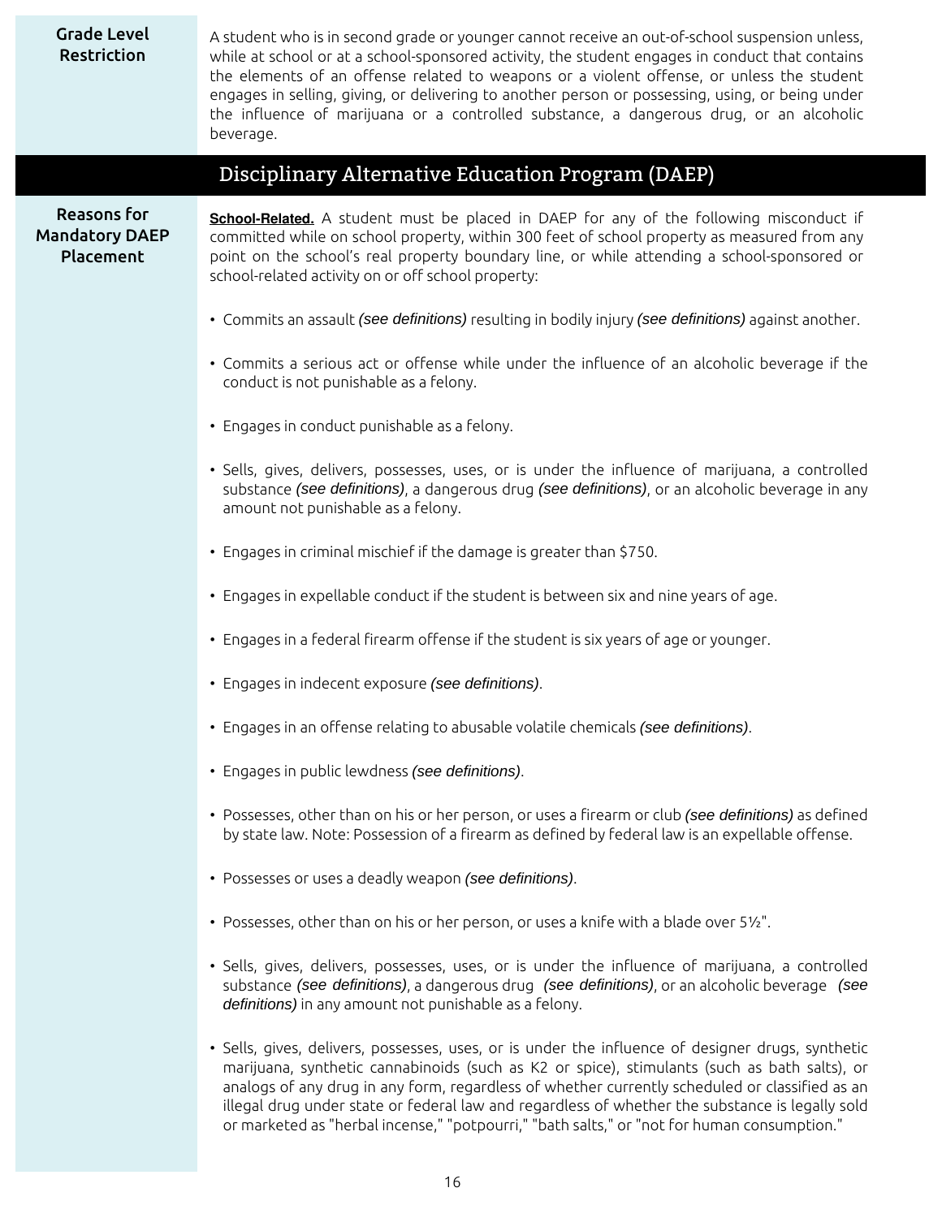### Grade Level Restriction

A student who is in second grade or younger cannot receive an out-of-school suspension unless, while at school or at a school-sponsored activity, the student engages in conduct that contains the elements of an offense related to weapons or a violent offense, or unless the student engages in selling, giving, or delivering to another person or possessing, using, or being under the influence of marijuana or a controlled substance, a dangerous drug, or an alcoholic beverage.

## Disciplinary Alternative Education Program (DAEP)

### Reasons for Mandatory DAEP Placement

**School-Related.** A student must be placed in DAEP for any of the following misconduct if committed while on school property, within 300 feet of school property as measured from any point on the school's real property boundary line, or while attending a school-sponsored or school-related activity on or off school property:

- Commits an assault *(see definitions)* resulting in bodily injury *(see definitions)* against another.
- Commits a serious act or offense while under the influence of an alcoholic beverage if the conduct is not punishable as a felony.
- Engages in conduct punishable as a felony.
- Sells, gives, delivers, possesses, uses, or is under the influence of marijuana, a controlled substance *(see definitions)*, a dangerous drug *(see definitions)*, or an alcoholic beverage in any amount not punishable as a felony.
- Engages in criminal mischief if the damage is greater than $750.
- Engages in expellable conduct if the student is between six and nine years of age.
- Engages in a federal firearm offense if the student is six years of age or younger.
- Engages in indecent exposure *(see definitions)*.
- Engages in an offense relating to abusable volatile chemicals *(see definitions)*.
- Engages in public lewdness *(see definitions)*.
- Possesses, other than on his or her person, or uses a firearm or club *(see definitions)* as defined by state law. Note: Possession of a firearm as defined by federal law is an expellable offense.
- Possesses or uses a deadly weapon *(see definitions)*.
- Possesses, other than on his or her person, or uses a knife with a blade over 5½".
- Sells, gives, delivers, possesses, uses, or is under the influence of marijuana, a controlled substance *(see definitions)*, a dangerous drug *(see definitions)*, or an alcoholic beverage *(see definitions)* in any amount not punishable as a felony.
- Sells, gives, delivers, possesses, uses, or is under the influence of designer drugs, synthetic marijuana, synthetic cannabinoids (such as K2 or spice), stimulants (such as bath salts), or analogs of any drug in any form, regardless of whether currently scheduled or classified as an illegal drug under state or federal law and regardless of whether the substance is legally sold or marketed as "herbal incense," "potpourri," "bath salts," or "not for human consumption."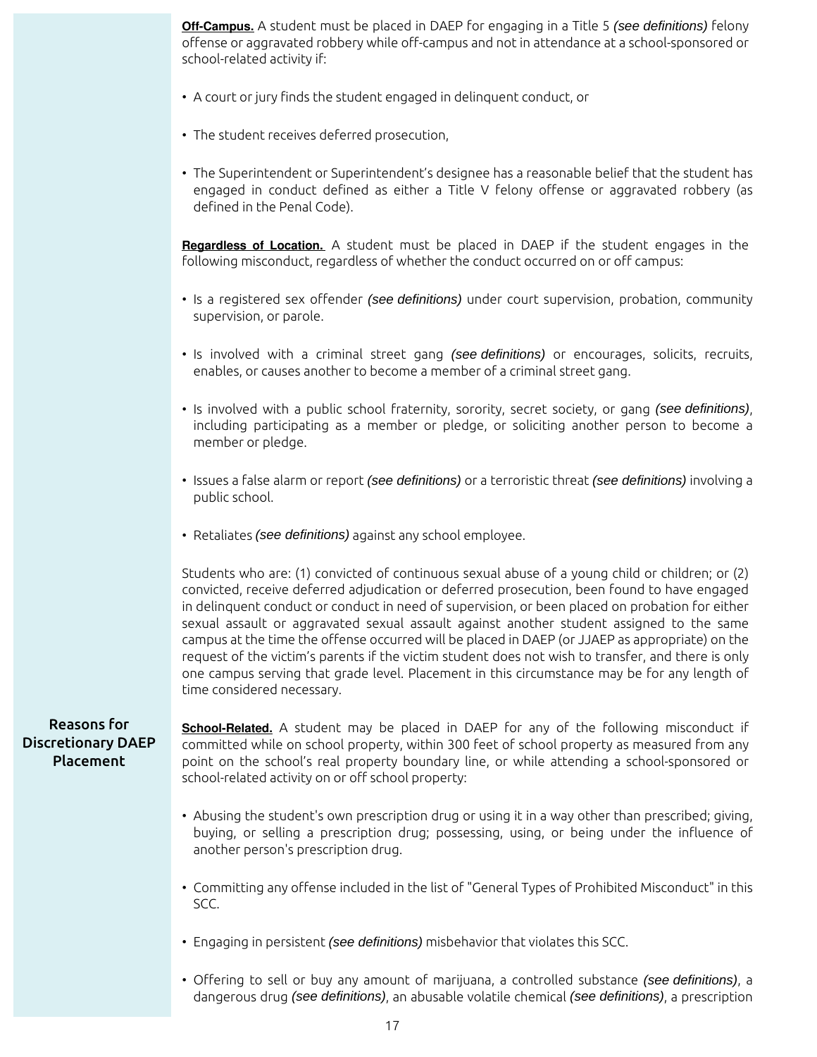**Off-Campus.** A student must be placed in DAEP for engaging in a Title 5 *(see definitions)* felony offense or aggravated robbery while off-campus and not in attendance at a school-sponsored or school-related activity if:

- A court or jury finds the student engaged in delinquent conduct, or
- The student receives deferred prosecution,
- The Superintendent or Superintendent's designee has a reasonable belief that the student has engaged in conduct defined as either a Title V felony offense or aggravated robbery (as defined in the Penal Code).

**Regardless of Location.** A student must be placed in DAEP if the student engages in the following misconduct, regardless of whether the conduct occurred on or off campus:

- Is a registered sex offender *(see definitions)* under court supervision, probation, community supervision, or parole.
- Is involved with a criminal street gang *(see definitions)* or encourages, solicits, recruits, enables, or causes another to become a member of a criminal street gang.
- Is involved with a public school fraternity, sorority, secret society, or gang *(see definitions)*, including participating as a member or pledge, or soliciting another person to become a member or pledge.
- Issues a false alarm or report *(see definitions)* or a terroristic threat *(see definitions)* involving a public school.
- Retaliates *(see definitions)* against any school employee.

Students who are: (1) convicted of continuous sexual abuse of a young child or children; or (2) convicted, receive deferred adjudication or deferred prosecution, been found to have engaged in delinquent conduct or conduct in need of supervision, or been placed on probation for either sexual assault or aggravated sexual assault against another student assigned to the same campus at the time the offense occurred will be placed in DAEP (or JJAEP as appropriate) on the request of the victim's parents if the victim student does not wish to transfer, and there is only one campus serving that grade level. Placement in this circumstance may be for any length of time considered necessary.

## Reasons for Discretionary DAEP Placement

**School-Related.** A student may be placed in DAEP for any of the following misconduct if committed while on school property, within 300 feet of school property as measured from any point on the school's real property boundary line, or while attending a school-sponsored or school-related activity on or off school property:

- Abusing the student's own prescription drug or using it in a way other than prescribed; giving, buying, or selling a prescription drug; possessing, using, or being under the influence of another person's prescription drug.
- Committing any offense included in the list of "General Types of Prohibited Misconduct" in this SCC.
- Engaging in persistent *(see definitions)* misbehavior that violates this SCC.
- Offering to sell or buy any amount of marijuana, a controlled substance *(see definitions)*, a dangerous drug *(see definitions)*, an abusable volatile chemical *(see definitions)*, a prescription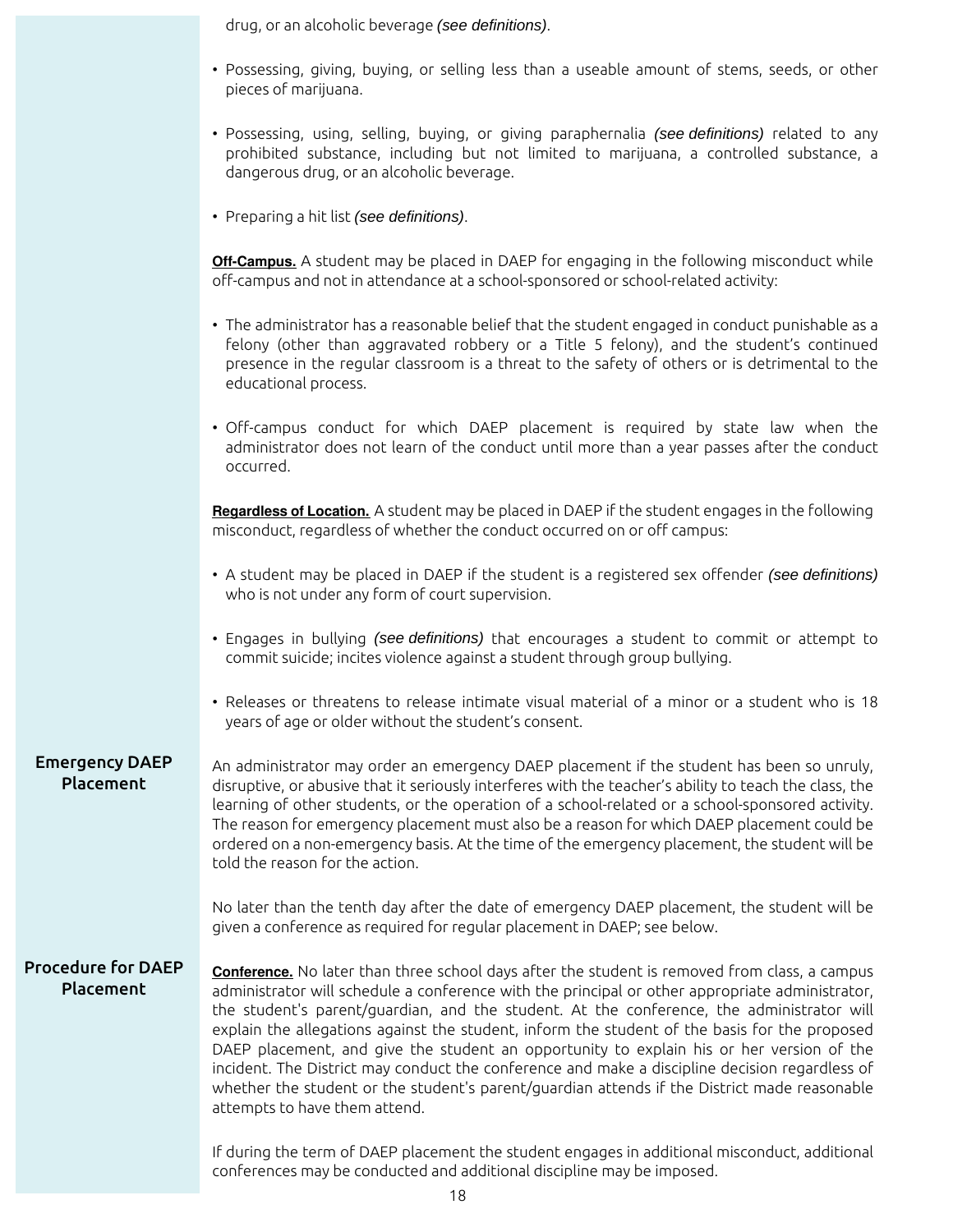drug, or an alcoholic beverage *(see definitions)*.

- Possessing, giving, buying, or selling less than a useable amount of stems, seeds, or other pieces of marijuana.
- Possessing, using, selling, buying, or giving paraphernalia *(see definitions)* related to any prohibited substance, including but not limited to marijuana, a controlled substance, a dangerous drug, or an alcoholic beverage.
- Preparing a hit list *(see definitions)*.

**Off-Campus.** A student may be placed in DAEP for engaging in the following misconduct while off-campus and not in attendance at a school-sponsored or school-related activity:

- The administrator has a reasonable belief that the student engaged in conduct punishable as a felony (other than aggravated robbery or a Title 5 felony), and the student's continued presence in the regular classroom is a threat to the safety of others or is detrimental to the educational process.
- Off-campus conduct for which DAEP placement is required by state law when the administrator does not learn of the conduct until more than a year passes after the conduct occurred.

**Regardless of Location.** A student may be placed in DAEP if the student engages in the following misconduct, regardless of whether the conduct occurred on or off campus:

- A student may be placed in DAEP if the student is a registered sex offender *(see definitions)* who is not under any form of court supervision.
- Engages in bullying *(see definitions)* that encourages a student to commit or attempt to commit suicide; incites violence against a student through group bullying.
- Releases or threatens to release intimate visual material of a minor or a student who is 18 years of age or older without the student's consent.

## Emergency DAEP Placement

An administrator may order an emergency DAEP placement if the student has been so unruly, disruptive, or abusive that it seriously interferes with the teacher's ability to teach the class, the learning of other students, or the operation of a school-related or a school-sponsored activity. The reason for emergency placement must also be a reason for which DAEP placement could be ordered on a non-emergency basis. At the time of the emergency placement, the student will be told the reason for the action.

No later than the tenth day after the date of emergency DAEP placement, the student will be given a conference as required for regular placement in DAEP; see below.

## Procedure for DAEP Placement

**Conference.** No later than three school days after the student is removed from class, a campus administrator will schedule a conference with the principal or other appropriate administrator, the student's parent/guardian, and the student. At the conference, the administrator will explain the allegations against the student, inform the student of the basis for the proposed DAEP placement, and give the student an opportunity to explain his or her version of the incident. The District may conduct the conference and make a discipline decision regardless of whether the student or the student's parent/guardian attends if the District made reasonable attempts to have them attend.

If during the term of DAEP placement the student engages in additional misconduct, additional conferences may be conducted and additional discipline may be imposed.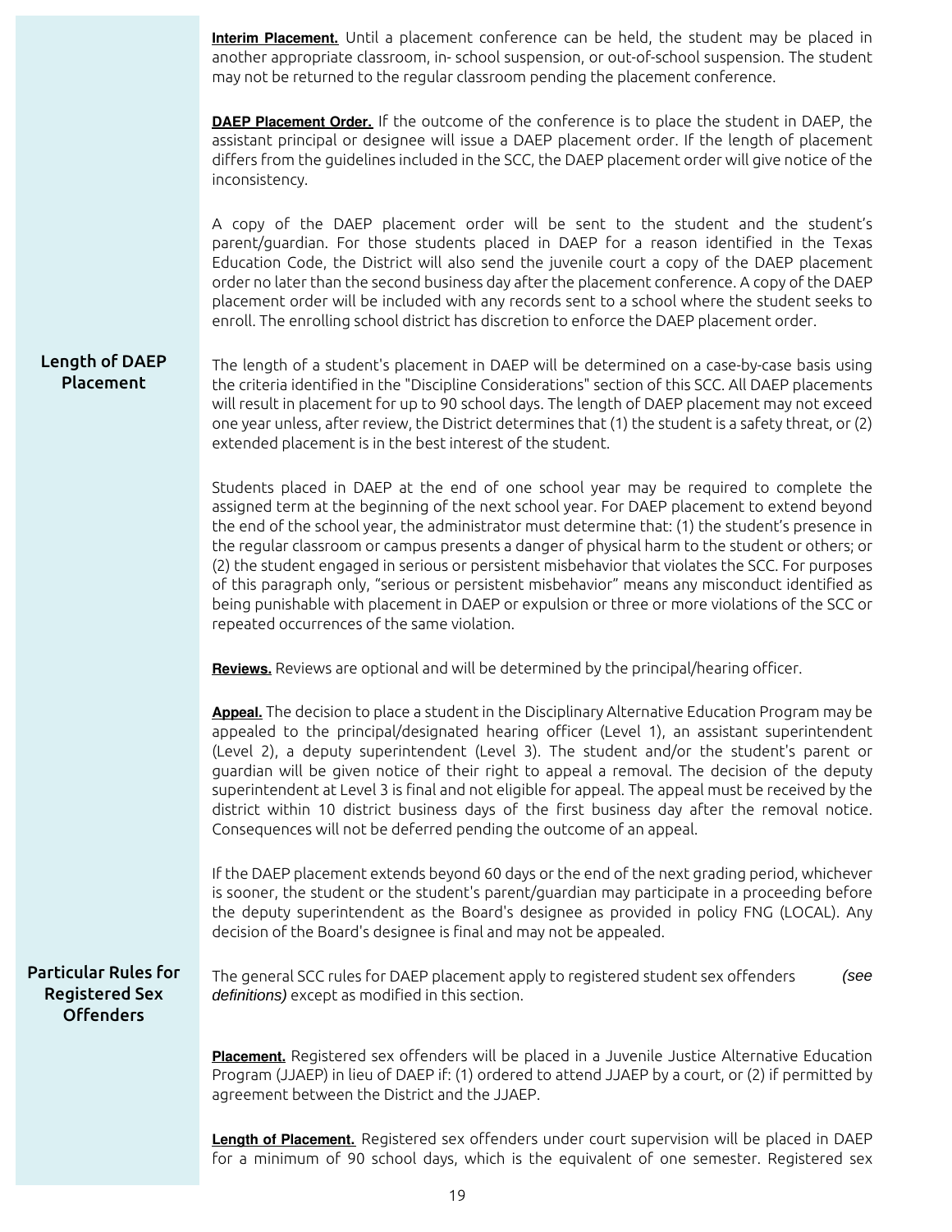**Interim Placement.** Until a placement conference can be held, the student may be placed in another appropriate classroom, in- school suspension, or out-of-school suspension. The student may not be returned to the regular classroom pending the placement conference.

**DAEP Placement Order.** If the outcome of the conference is to place the student in DAEP, the assistant principal or designee will issue a DAEP placement order. If the length of placement differs from the guidelines included in the SCC, the DAEP placement order will give notice of the inconsistency.

A copy of the DAEP placement order will be sent to the student and the student's parent/guardian. For those students placed in DAEP for a reason identified in the Texas Education Code, the District will also send the juvenile court a copy of the DAEP placement order no later than the second business day after the placement conference. A copy of the DAEP placement order will be included with any records sent to a school where the student seeks to enroll. The enrolling school district has discretion to enforce the DAEP placement order.

## Length of DAEP Placement

The length of a student's placement in DAEP will be determined on a case-by-case basis using the criteria identified in the "Discipline Considerations" section of this SCC. All DAEP placements will result in placement for up to 90 school days. The length of DAEP placement may not exceed one year unless, after review, the District determines that (1) the student is a safety threat, or (2) extended placement is in the best interest of the student.

Students placed in DAEP at the end of one school year may be required to complete the assigned term at the beginning of the next school year. For DAEP placement to extend beyond the end of the school year, the administrator must determine that: (1) the student's presence in the regular classroom or campus presents a danger of physical harm to the student or others; or (2) the student engaged in serious or persistent misbehavior that violates the SCC. For purposes of this paragraph only, "serious or persistent misbehavior" means any misconduct identified as being punishable with placement in DAEP or expulsion or three or more violations of the SCC or repeated occurrences of the same violation.

**Reviews.** Reviews are optional and will be determined by the principal/hearing officer.

**Appeal.** The decision to place a student in the Disciplinary Alternative Education Program may be appealed to the principal/designated hearing officer (Level 1), an assistant superintendent (Level 2), a deputy superintendent (Level 3). The student and/or the student's parent or guardian will be given notice of their right to appeal a removal. The decision of the deputy superintendent at Level 3 is final and not eligible for appeal. The appeal must be received by the district within 10 district business days of the first business day after the removal notice. Consequences will not be deferred pending the outcome of an appeal.

If the DAEP placement extends beyond 60 days or the end of the next grading period, whichever is sooner, the student or the student's parent/guardian may participate in a proceeding before the deputy superintendent as the Board's designee as provided in policy FNG (LOCAL). Any decision of the Board's designee is final and may not be appealed.

## Particular Rules for Registered Sex Offenders

The general SCC rules for DAEP placement apply to registered student sex offenders *(see definitions)* except as modified in this section.

**Placement.** Registered sex offenders will be placed in a Juvenile Justice Alternative Education Program (JJAEP) in lieu of DAEP if: (1) ordered to attend JJAEP by a court, or (2) if permitted by agreement between the District and the JJAEP.

**Length of Placement.** Registered sex offenders under court supervision will be placed in DAEP for a minimum of 90 school days, which is the equivalent of one semester. Registered sex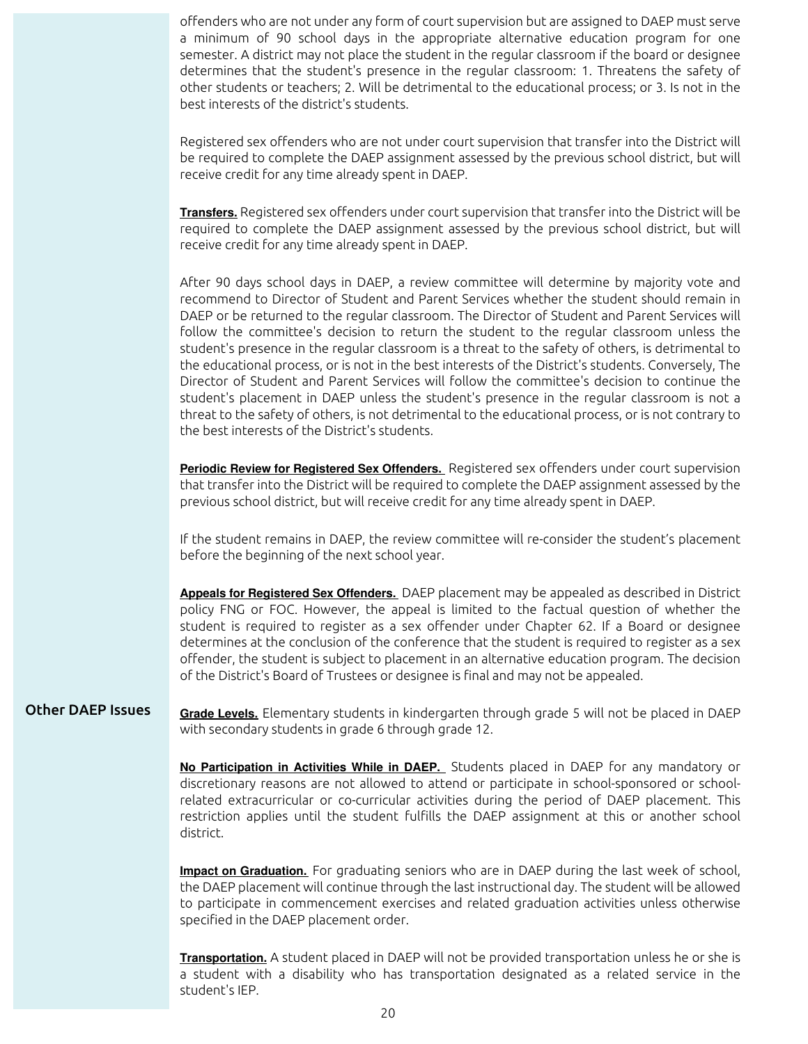offenders who are not under any form of court supervision but are assigned to DAEP must serve a minimum of 90 school days in the appropriate alternative education program for one semester. A district may not place the student in the regular classroom if the board or designee determines that the student's presence in the regular classroom: 1. Threatens the safety of other students or teachers; 2. Will be detrimental to the educational process; or 3. Is not in the best interests of the district's students.

Registered sex offenders who are not under court supervision that transfer into the District will be required to complete the DAEP assignment assessed by the previous school district, but will receive credit for any time already spent in DAEP.

**Transfers.** Registered sex offenders under court supervision that transfer into the District will be required to complete the DAEP assignment assessed by the previous school district, but will receive credit for any time already spent in DAEP.

After 90 days school days in DAEP, a review committee will determine by majority vote and recommend to Director of Student and Parent Services whether the student should remain in DAEP or be returned to the regular classroom. The Director of Student and Parent Services will follow the committee's decision to return the student to the regular classroom unless the student's presence in the regular classroom is a threat to the safety of others, is detrimental to the educational process, or is not in the best interests of the District's students. Conversely, The Director of Student and Parent Services will follow the committee's decision to continue the student's placement in DAEP unless the student's presence in the regular classroom is not a threat to the safety of others, is not detrimental to the educational process, or is not contrary to the best interests of the District's students.

**Periodic Review for Registered Sex Offenders.** Registered sex offenders under court supervision that transfer into the District will be required to complete the DAEP assignment assessed by the previous school district, but will receive credit for any time already spent in DAEP.

If the student remains in DAEP, the review committee will re-consider the student's placement before the beginning of the next school year.

**Appeals for Registered Sex Offenders.** DAEP placement may be appealed as described in District policy FNG or FOC. However, the appeal is limited to the factual question of whether the student is required to register as a sex offender under Chapter 62. If a Board or designee determines at the conclusion of the conference that the student is required to register as a sex offender, the student is subject to placement in an alternative education program. The decision of the District's Board of Trustees or designee is final and may not be appealed.

## Other DAEP Issues

**Grade Levels.** Elementary students in kindergarten through grade 5 will not be placed in DAEP with secondary students in grade 6 through grade 12.

**No Participation in Activities While in DAEP.** Students placed in DAEP for any mandatory or discretionary reasons are not allowed to attend or participate in school-sponsored or school-related extracurricular or co-curricular activities during the period of DAEP placement. This restriction applies until the student fulfills the DAEP assignment at this or another school district.

**Impact on Graduation.** For graduating seniors who are in DAEP during the last week of school, the DAEP placement will continue through the last instructional day. The student will be allowed to participate in commencement exercises and related graduation activities unless otherwise specified in the DAEP placement order.

**Transportation.** A student placed in DAEP will not be provided transportation unless he or she is a student with a disability who has transportation designated as a related service in the student's IEP.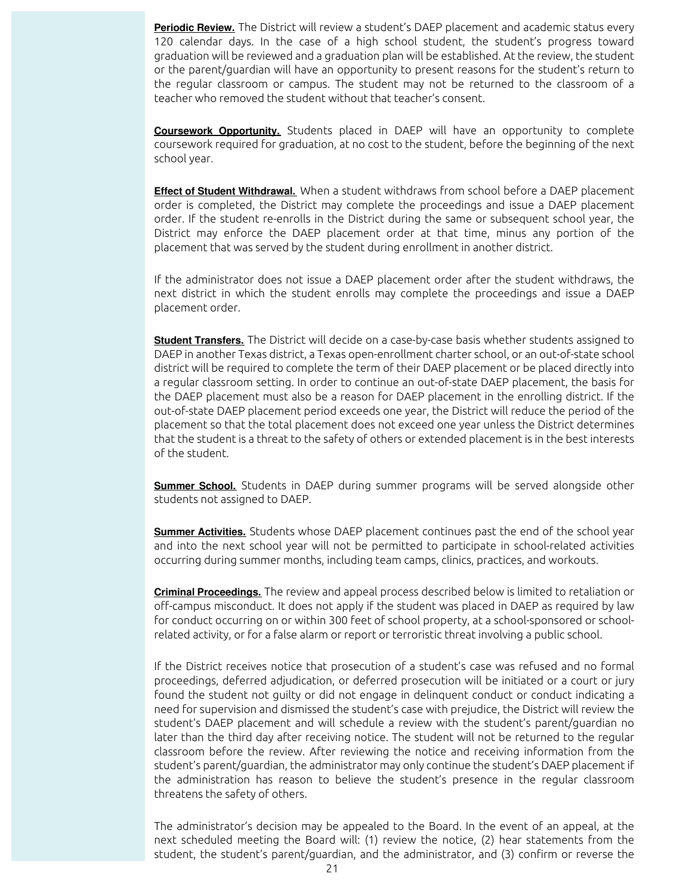**Periodic Review.** The District will review a student's DAEP placement and academic status every 120 calendar days. In the case of a high school student, the student's progress toward graduation will be reviewed and a graduation plan will be established. At the review, the student or the parent/guardian will have an opportunity to present reasons for the student's return to the regular classroom or campus. The student may not be returned to the classroom of a teacher who removed the student without that teacher's consent.

**Coursework Opportunity.** Students placed in DAEP will have an opportunity to complete coursework required for graduation, at no cost to the student, before the beginning of the next school year.

**Effect of Student Withdrawal.** When a student withdraws from school before a DAEP placement order is completed, the District may complete the proceedings and issue a DAEP placement order. If the student re-enrolls in the District during the same or subsequent school year, the District may enforce the DAEP placement order at that time, minus any portion of the placement that was served by the student during enrollment in another district.

If the administrator does not issue a DAEP placement order after the student withdraws, the next district in which the student enrolls may complete the proceedings and issue a DAEP placement order.

**Student Transfers.** The District will decide on a case-by-case basis whether students assigned to DAEP in another Texas district, a Texas open-enrollment charter school, or an out-of-state school district will be required to complete the term of their DAEP placement or be placed directly into a regular classroom setting. In order to continue an out-of-state DAEP placement, the basis for the DAEP placement must also be a reason for DAEP placement in the enrolling district. If the out-of-state DAEP placement period exceeds one year, the District will reduce the period of the placement so that the total placement does not exceed one year unless the District determines that the student is a threat to the safety of others or extended placement is in the best interests of the student.

**Summer School.** Students in DAEP during summer programs will be served alongside other students not assigned to DAEP.

**Summer Activities.** Students whose DAEP placement continues past the end of the school year and into the next school year will not be permitted to participate in school-related activities occurring during summer months, including team camps, clinics, practices, and workouts.

**Criminal Proceedings.** The review and appeal process described below is limited to retaliation or off-campus misconduct. It does not apply if the student was placed in DAEP as required by law for conduct occurring on or within 300 feet of school property, at a school-sponsored or school-related activity, or for a false alarm or report or terroristic threat involving a public school.

If the District receives notice that prosecution of a student's case was refused and no formal proceedings, deferred adjudication, or deferred prosecution will be initiated or a court or jury found the student not guilty or did not engage in delinquent conduct or conduct indicating a need for supervision and dismissed the student's case with prejudice, the District will review the student's DAEP placement and will schedule a review with the student's parent/guardian no later than the third day after receiving notice. The student will not be returned to the regular classroom before the review. After reviewing the notice and receiving information from the student's parent/guardian, the administrator may only continue the student's DAEP placement if the administration has reason to believe the student's presence in the regular classroom threatens the safety of others.

The administrator's decision may be appealed to the Board. In the event of an appeal, at the next scheduled meeting the Board will: (1) review the notice, (2) hear statements from the student, the student's parent/guardian, and the administrator, and (3) confirm or reverse the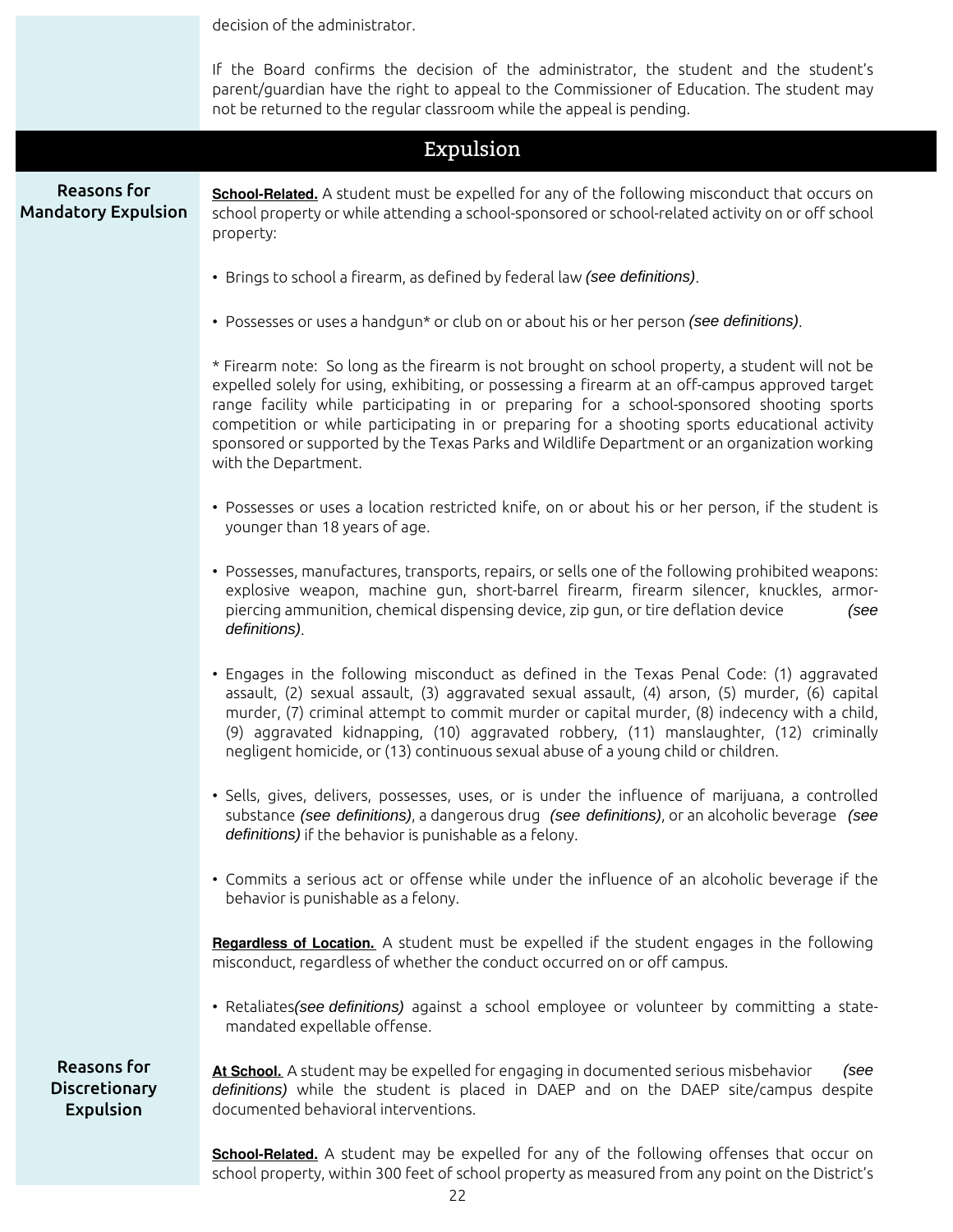decision of the administrator.

If the Board confirms the decision of the administrator, the student and the student's parent/guardian have the right to appeal to the Commissioner of Education. The student may not be returned to the regular classroom while the appeal is pending.

## Expulsion

### Reasons for Mandatory Expulsion

**School-Related.** A student must be expelled for any of the following misconduct that occurs on school property or while attending a school-sponsored or school-related activity on or off school property:

- Brings to school a firearm, as defined by federal law *(see definitions)*.
- Possesses or uses a handgun* or club on or about his or her person *(see definitions)*.

* Firearm note: So long as the firearm is not brought on school property, a student will not be expelled solely for using, exhibiting, or possessing a firearm at an off-campus approved target range facility while participating in or preparing for a school-sponsored shooting sports competition or while participating in or preparing for a shooting sports educational activity sponsored or supported by the Texas Parks and Wildlife Department or an organization working with the Department.

- Possesses or uses a location restricted knife, on or about his or her person, if the student is younger than 18 years of age.
- Possesses, manufactures, transports, repairs, or sells one of the following prohibited weapons: explosive weapon, machine gun, short-barrel firearm, firearm silencer, knuckles, armor-piercing ammunition, chemical dispensing device, zip gun, or tire deflation device *(see definitions)*.
- Engages in the following misconduct as defined in the Texas Penal Code: (1) aggravated assault, (2) sexual assault, (3) aggravated sexual assault, (4) arson, (5) murder, (6) capital murder, (7) criminal attempt to commit murder or capital murder, (8) indecency with a child, (9) aggravated kidnapping, (10) aggravated robbery, (11) manslaughter, (12) criminally negligent homicide, or (13) continuous sexual abuse of a young child or children.
- Sells, gives, delivers, possesses, uses, or is under the influence of marijuana, a controlled substance *(see definitions)*, a dangerous drug *(see definitions)*, or an alcoholic beverage *(see definitions)* if the behavior is punishable as a felony.
- Commits a serious act or offense while under the influence of an alcoholic beverage if the behavior is punishable as a felony.

**Regardless of Location.** A student must be expelled if the student engages in the following misconduct, regardless of whether the conduct occurred on or off campus.

- Retaliates*(see definitions)* against a school employee or volunteer by committing a state-mandated expellable offense.

### Reasons for Discretionary Expulsion

**At School.** A student may be expelled for engaging in documented serious misbehavior *(see definitions)* while the student is placed in DAEP and on the DAEP site/campus despite documented behavioral interventions.

**School-Related.** A student may be expelled for any of the following offenses that occur on school property, within 300 feet of school property as measured from any point on the District's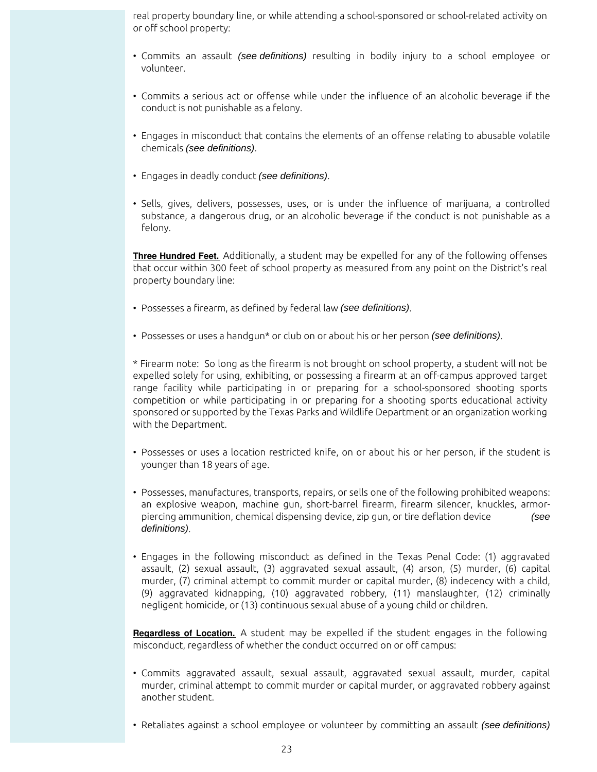real property boundary line, or while attending a school-sponsored or school-related activity on or off school property:

- Commits an assault *(see definitions)* resulting in bodily injury to a school employee or volunteer.
- Commits a serious act or offense while under the influence of an alcoholic beverage if the conduct is not punishable as a felony.
- Engages in misconduct that contains the elements of an offense relating to abusable volatile chemicals *(see definitions)*.
- Engages in deadly conduct *(see definitions)*.
- Sells, gives, delivers, possesses, uses, or is under the influence of marijuana, a controlled substance, a dangerous drug, or an alcoholic beverage if the conduct is not punishable as a felony.

**Three Hundred Feet.** Additionally, a student may be expelled for any of the following offenses that occur within 300 feet of school property as measured from any point on the District's real property boundary line:

- Possesses a firearm, as defined by federal law *(see definitions)*.
- Possesses or uses a handgun* or club on or about his or her person *(see definitions)*.

* Firearm note: So long as the firearm is not brought on school property, a student will not be expelled solely for using, exhibiting, or possessing a firearm at an off-campus approved target range facility while participating in or preparing for a school-sponsored shooting sports competition or while participating in or preparing for a shooting sports educational activity sponsored or supported by the Texas Parks and Wildlife Department or an organization working with the Department.

- Possesses or uses a location restricted knife, on or about his or her person, if the student is younger than 18 years of age.
- Possesses, manufactures, transports, repairs, or sells one of the following prohibited weapons: an explosive weapon, machine gun, short-barrel firearm, firearm silencer, knuckles, armor-piercing ammunition, chemical dispensing device, zip gun, or tire deflation device *(see definitions)*.
- Engages in the following misconduct as defined in the Texas Penal Code: (1) aggravated assault, (2) sexual assault, (3) aggravated sexual assault, (4) arson, (5) murder, (6) capital murder, (7) criminal attempt to commit murder or capital murder, (8) indecency with a child, (9) aggravated kidnapping, (10) aggravated robbery, (11) manslaughter, (12) criminally negligent homicide, or (13) continuous sexual abuse of a young child or children.

**Regardless of Location.** A student may be expelled if the student engages in the following misconduct, regardless of whether the conduct occurred on or off campus:

- Commits aggravated assault, sexual assault, aggravated sexual assault, murder, capital murder, criminal attempt to commit murder or capital murder, or aggravated robbery against another student.
- Retaliates against a school employee or volunteer by committing an assault *(see definitions)*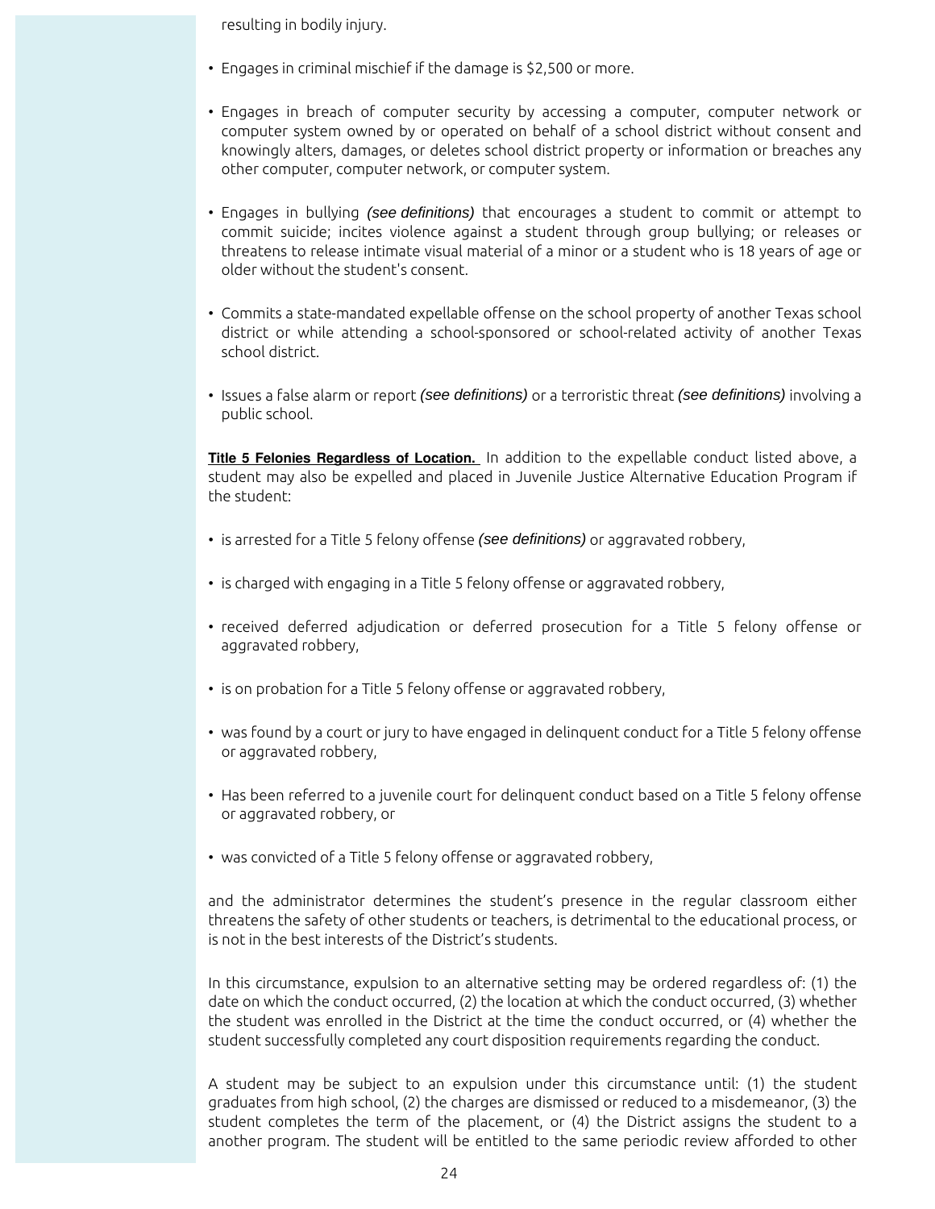resulting in bodily injury.

- Engages in criminal mischief if the damage is $2,500 or more.
- Engages in breach of computer security by accessing a computer, computer network or computer system owned by or operated on behalf of a school district without consent and knowingly alters, damages, or deletes school district property or information or breaches any other computer, computer network, or computer system.
- Engages in bullying *(see definitions)* that encourages a student to commit or attempt to commit suicide; incites violence against a student through group bullying; or releases or threatens to release intimate visual material of a minor or a student who is 18 years of age or older without the student's consent.
- Commits a state-mandated expellable offense on the school property of another Texas school district or while attending a school-sponsored or school-related activity of another Texas school district.
- Issues a false alarm or report *(see definitions)* or a terroristic threat *(see definitions)* involving a public school.

**Title 5 Felonies Regardless of Location.** In addition to the expellable conduct listed above, a student may also be expelled and placed in Juvenile Justice Alternative Education Program if the student:

- is arrested for a Title 5 felony offense *(see definitions)* or aggravated robbery,
- is charged with engaging in a Title 5 felony offense or aggravated robbery,
- received deferred adjudication or deferred prosecution for a Title 5 felony offense or aggravated robbery,
- is on probation for a Title 5 felony offense or aggravated robbery,
- was found by a court or jury to have engaged in delinquent conduct for a Title 5 felony offense or aggravated robbery,
- Has been referred to a juvenile court for delinquent conduct based on a Title 5 felony offense or aggravated robbery, or
- was convicted of a Title 5 felony offense or aggravated robbery,

and the administrator determines the student's presence in the regular classroom either threatens the safety of other students or teachers, is detrimental to the educational process, or is not in the best interests of the District's students.

In this circumstance, expulsion to an alternative setting may be ordered regardless of: (1) the date on which the conduct occurred, (2) the location at which the conduct occurred, (3) whether the student was enrolled in the District at the time the conduct occurred, or (4) whether the student successfully completed any court disposition requirements regarding the conduct.

A student may be subject to an expulsion under this circumstance until: (1) the student graduates from high school, (2) the charges are dismissed or reduced to a misdemeanor, (3) the student completes the term of the placement, or (4) the District assigns the student to a another program. The student will be entitled to the same periodic review afforded to other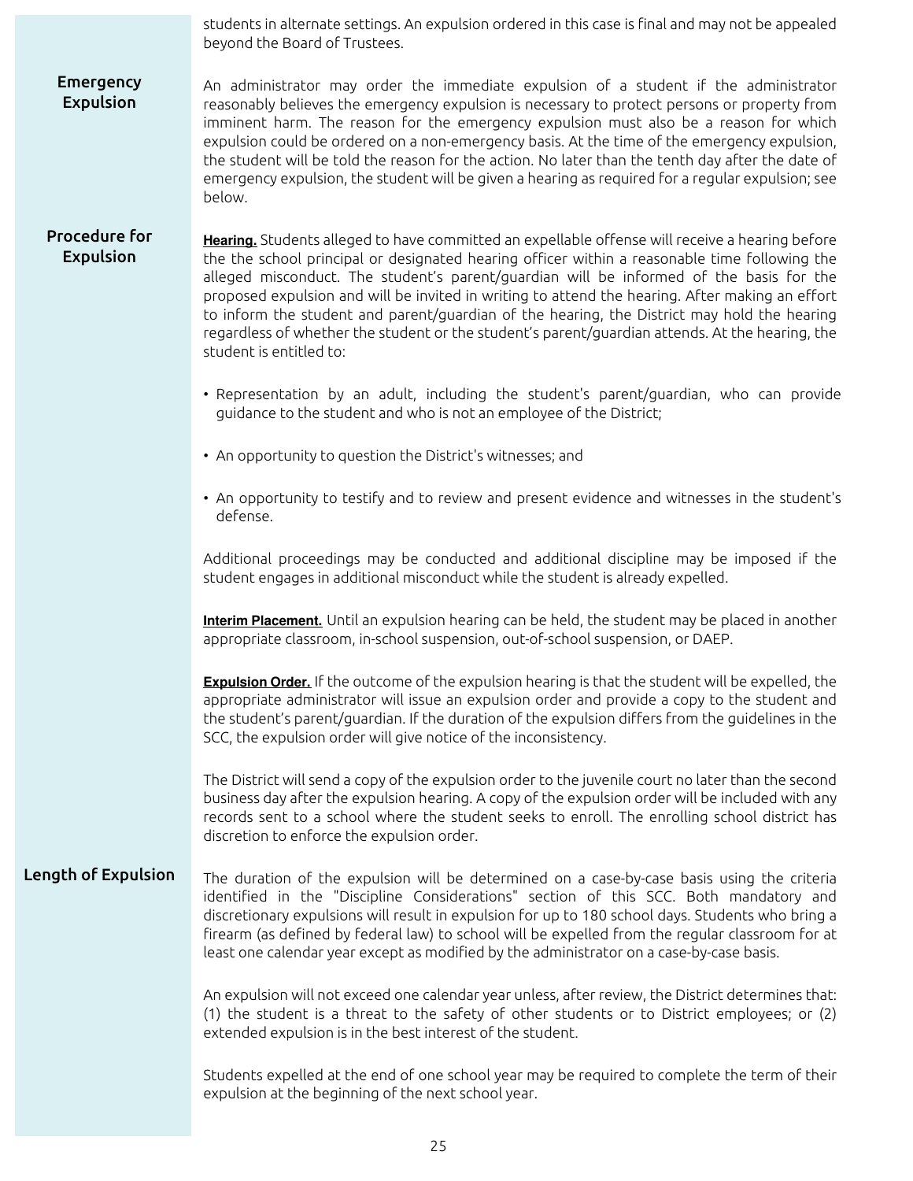students in alternate settings. An expulsion ordered in this case is final and may not be appealed beyond the Board of Trustees.

## Emergency Expulsion

An administrator may order the immediate expulsion of a student if the administrator reasonably believes the emergency expulsion is necessary to protect persons or property from imminent harm. The reason for the emergency expulsion must also be a reason for which expulsion could be ordered on a non-emergency basis. At the time of the emergency expulsion, the student will be told the reason for the action. No later than the tenth day after the date of emergency expulsion, the student will be given a hearing as required for a regular expulsion; see below.

## Procedure for Expulsion

**Hearing.** Students alleged to have committed an expellable offense will receive a hearing before the the school principal or designated hearing officer within a reasonable time following the alleged misconduct. The student's parent/guardian will be informed of the basis for the proposed expulsion and will be invited in writing to attend the hearing. After making an effort to inform the student and parent/guardian of the hearing, the District may hold the hearing regardless of whether the student or the student's parent/guardian attends. At the hearing, the student is entitled to:

- Representation by an adult, including the student's parent/guardian, who can provide guidance to the student and who is not an employee of the District;
- An opportunity to question the District's witnesses; and
- An opportunity to testify and to review and present evidence and witnesses in the student's defense.

Additional proceedings may be conducted and additional discipline may be imposed if the student engages in additional misconduct while the student is already expelled.

**Interim Placement.** Until an expulsion hearing can be held, the student may be placed in another appropriate classroom, in-school suspension, out-of-school suspension, or DAEP.

**Expulsion Order.** If the outcome of the expulsion hearing is that the student will be expelled, the appropriate administrator will issue an expulsion order and provide a copy to the student and the student's parent/guardian. If the duration of the expulsion differs from the guidelines in the SCC, the expulsion order will give notice of the inconsistency.

The District will send a copy of the expulsion order to the juvenile court no later than the second business day after the expulsion hearing. A copy of the expulsion order will be included with any records sent to a school where the student seeks to enroll. The enrolling school district has discretion to enforce the expulsion order.

## Length of Expulsion

The duration of the expulsion will be determined on a case-by-case basis using the criteria identified in the "Discipline Considerations" section of this SCC. Both mandatory and discretionary expulsions will result in expulsion for up to 180 school days. Students who bring a firearm (as defined by federal law) to school will be expelled from the regular classroom for at least one calendar year except as modified by the administrator on a case-by-case basis.

An expulsion will not exceed one calendar year unless, after review, the District determines that: (1) the student is a threat to the safety of other students or to District employees; or (2) extended expulsion is in the best interest of the student.

Students expelled at the end of one school year may be required to complete the term of their expulsion at the beginning of the next school year.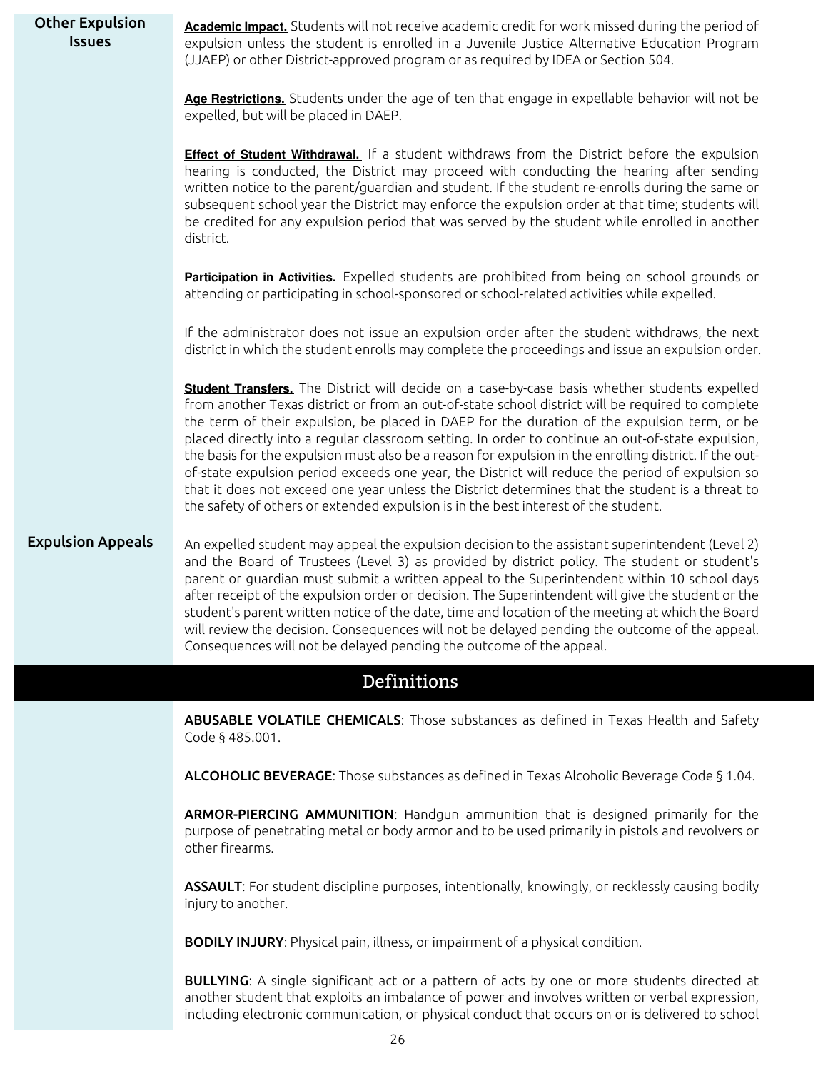## Other Expulsion Issues

**Academic Impact.** Students will not receive academic credit for work missed during the period of expulsion unless the student is enrolled in a Juvenile Justice Alternative Education Program (JJAEP) or other District-approved program or as required by IDEA or Section 504.

**Age Restrictions.** Students under the age of ten that engage in expellable behavior will not be expelled, but will be placed in DAEP.

**Effect of Student Withdrawal.** If a student withdraws from the District before the expulsion hearing is conducted, the District may proceed with conducting the hearing after sending written notice to the parent/guardian and student. If the student re-enrolls during the same or subsequent school year the District may enforce the expulsion order at that time; students will be credited for any expulsion period that was served by the student while enrolled in another district.

**Participation in Activities.** Expelled students are prohibited from being on school grounds or attending or participating in school-sponsored or school-related activities while expelled.

If the administrator does not issue an expulsion order after the student withdraws, the next district in which the student enrolls may complete the proceedings and issue an expulsion order.

**Student Transfers.** The District will decide on a case-by-case basis whether students expelled from another Texas district or from an out-of-state school district will be required to complete the term of their expulsion, be placed in DAEP for the duration of the expulsion term, or be placed directly into a regular classroom setting. In order to continue an out-of-state expulsion, the basis for the expulsion must also be a reason for expulsion in the enrolling district. If the out-of-state expulsion period exceeds one year, the District will reduce the period of expulsion so that it does not exceed one year unless the District determines that the student is a threat to the safety of others or extended expulsion is in the best interest of the student.

## Expulsion Appeals

An expelled student may appeal the expulsion decision to the assistant superintendent (Level 2) and the Board of Trustees (Level 3) as provided by district policy. The student or student's parent or guardian must submit a written appeal to the Superintendent within 10 school days after receipt of the expulsion order or decision. The Superintendent will give the student or the student's parent written notice of the date, time and location of the meeting at which the Board will review the decision. Consequences will not be delayed pending the outcome of the appeal. Consequences will not be delayed pending the outcome of the appeal.

# Definitions

**ABUSABLE VOLATILE CHEMICALS**: Those substances as defined in Texas Health and Safety Code § 485.001.

**ALCOHOLIC BEVERAGE**: Those substances as defined in Texas Alcoholic Beverage Code § 1.04.

**ARMOR-PIERCING AMMUNITION**: Handgun ammunition that is designed primarily for the purpose of penetrating metal or body armor and to be used primarily in pistols and revolvers or other firearms.

**ASSAULT**: For student discipline purposes, intentionally, knowingly, or recklessly causing bodily injury to another.

**BODILY INJURY**: Physical pain, illness, or impairment of a physical condition.

**BULLYING**: A single significant act or a pattern of acts by one or more students directed at another student that exploits an imbalance of power and involves written or verbal expression, including electronic communication, or physical conduct that occurs on or is delivered to school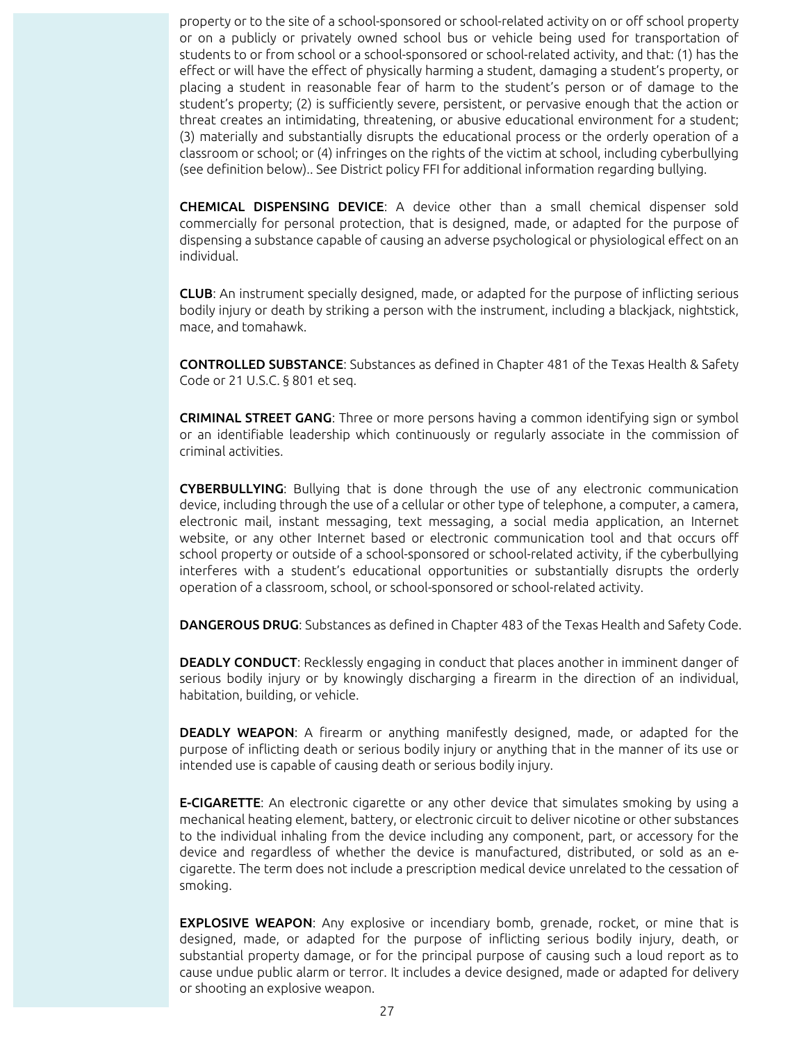property or to the site of a school-sponsored or school-related activity on or off school property or on a publicly or privately owned school bus or vehicle being used for transportation of students to or from school or a school-sponsored or school-related activity, and that: (1) has the effect or will have the effect of physically harming a student, damaging a student's property, or placing a student in reasonable fear of harm to the student's person or of damage to the student's property; (2) is sufficiently severe, persistent, or pervasive enough that the action or threat creates an intimidating, threatening, or abusive educational environment for a student; (3) materially and substantially disrupts the educational process or the orderly operation of a classroom or school; or (4) infringes on the rights of the victim at school, including cyberbullying (see definition below).. See District policy FFI for additional information regarding bullying.

**CHEMICAL DISPENSING DEVICE**: A device other than a small chemical dispenser sold commercially for personal protection, that is designed, made, or adapted for the purpose of dispensing a substance capable of causing an adverse psychological or physiological effect on an individual.

**CLUB**: An instrument specially designed, made, or adapted for the purpose of inflicting serious bodily injury or death by striking a person with the instrument, including a blackjack, nightstick, mace, and tomahawk.

**CONTROLLED SUBSTANCE**: Substances as defined in Chapter 481 of the Texas Health & Safety Code or 21 U.S.C. § 801 et seq.

**CRIMINAL STREET GANG**: Three or more persons having a common identifying sign or symbol or an identifiable leadership which continuously or regularly associate in the commission of criminal activities.

**CYBERBULLYING**: Bullying that is done through the use of any electronic communication device, including through the use of a cellular or other type of telephone, a computer, a camera, electronic mail, instant messaging, text messaging, a social media application, an Internet website, or any other Internet based or electronic communication tool and that occurs off school property or outside of a school-sponsored or school-related activity, if the cyberbullying interferes with a student's educational opportunities or substantially disrupts the orderly operation of a classroom, school, or school-sponsored or school-related activity.

**DANGEROUS DRUG**: Substances as defined in Chapter 483 of the Texas Health and Safety Code.

**DEADLY CONDUCT**: Recklessly engaging in conduct that places another in imminent danger of serious bodily injury or by knowingly discharging a firearm in the direction of an individual, habitation, building, or vehicle.

**DEADLY WEAPON**: A firearm or anything manifestly designed, made, or adapted for the purpose of inflicting death or serious bodily injury or anything that in the manner of its use or intended use is capable of causing death or serious bodily injury.

**E-CIGARETTE**: An electronic cigarette or any other device that simulates smoking by using a mechanical heating element, battery, or electronic circuit to deliver nicotine or other substances to the individual inhaling from the device including any component, part, or accessory for the device and regardless of whether the device is manufactured, distributed, or sold as an e-cigarette. The term does not include a prescription medical device unrelated to the cessation of smoking.

**EXPLOSIVE WEAPON**: Any explosive or incendiary bomb, grenade, rocket, or mine that is designed, made, or adapted for the purpose of inflicting serious bodily injury, death, or substantial property damage, or for the principal purpose of causing such a loud report as to cause undue public alarm or terror. It includes a device designed, made or adapted for delivery or shooting an explosive weapon.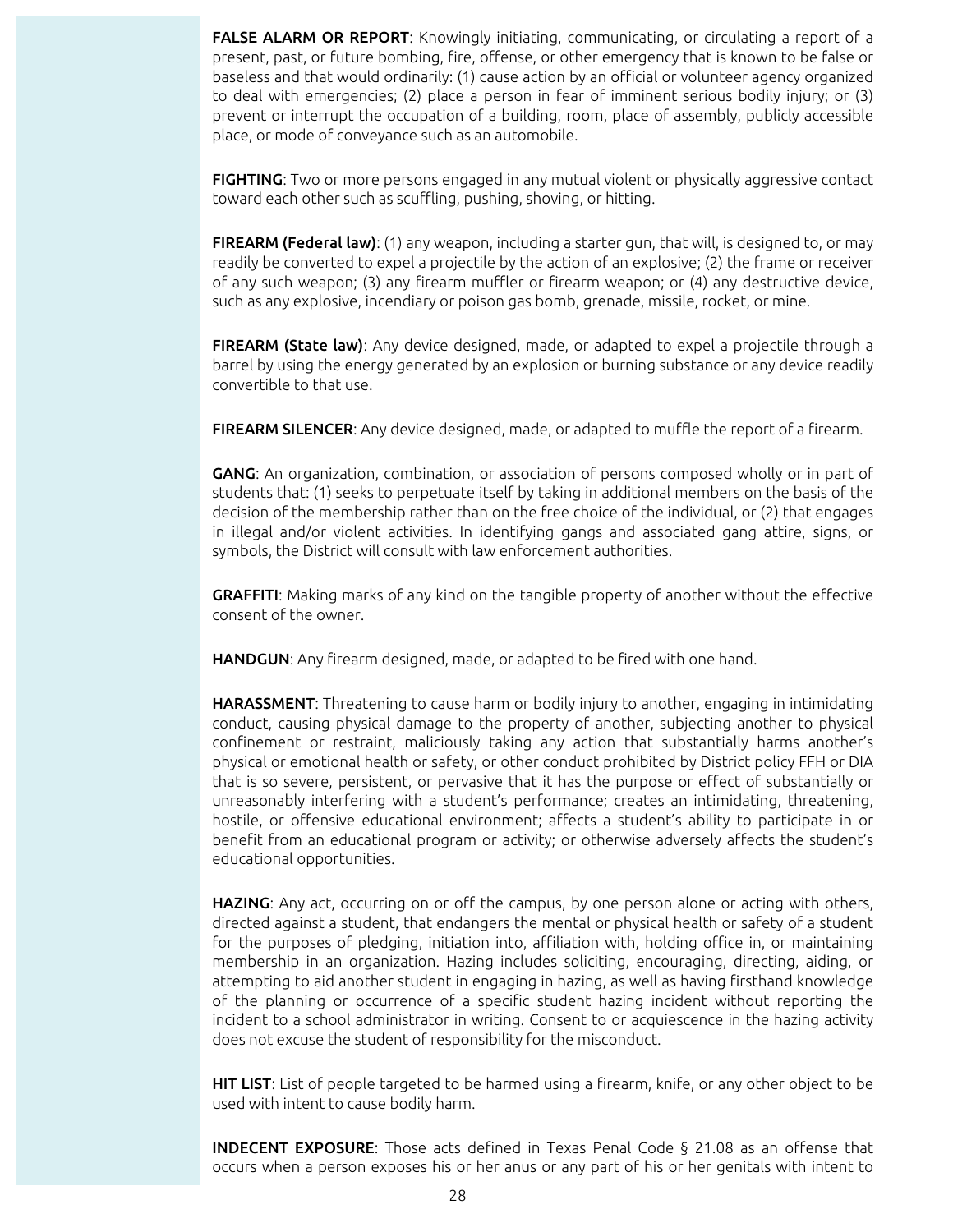**FALSE ALARM OR REPORT**: Knowingly initiating, communicating, or circulating a report of a present, past, or future bombing, fire, offense, or other emergency that is known to be false or baseless and that would ordinarily: (1) cause action by an official or volunteer agency organized to deal with emergencies; (2) place a person in fear of imminent serious bodily injury; or (3) prevent or interrupt the occupation of a building, room, place of assembly, publicly accessible place, or mode of conveyance such as an automobile.

**FIGHTING**: Two or more persons engaged in any mutual violent or physically aggressive contact toward each other such as scuffling, pushing, shoving, or hitting.

**FIREARM (Federal law)**: (1) any weapon, including a starter gun, that will, is designed to, or may readily be converted to expel a projectile by the action of an explosive; (2) the frame or receiver of any such weapon; (3) any firearm muffler or firearm weapon; or (4) any destructive device, such as any explosive, incendiary or poison gas bomb, grenade, missile, rocket, or mine.

**FIREARM (State law)**: Any device designed, made, or adapted to expel a projectile through a barrel by using the energy generated by an explosion or burning substance or any device readily convertible to that use.

**FIREARM SILENCER**: Any device designed, made, or adapted to muffle the report of a firearm.

**GANG**: An organization, combination, or association of persons composed wholly or in part of students that: (1) seeks to perpetuate itself by taking in additional members on the basis of the decision of the membership rather than on the free choice of the individual, or (2) that engages in illegal and/or violent activities. In identifying gangs and associated gang attire, signs, or symbols, the District will consult with law enforcement authorities.

**GRAFFITI**: Making marks of any kind on the tangible property of another without the effective consent of the owner.

**HANDGUN**: Any firearm designed, made, or adapted to be fired with one hand.

**HARASSMENT**: Threatening to cause harm or bodily injury to another, engaging in intimidating conduct, causing physical damage to the property of another, subjecting another to physical confinement or restraint, maliciously taking any action that substantially harms another's physical or emotional health or safety, or other conduct prohibited by District policy FFH or DIA that is so severe, persistent, or pervasive that it has the purpose or effect of substantially or unreasonably interfering with a student's performance; creates an intimidating, threatening, hostile, or offensive educational environment; affects a student's ability to participate in or benefit from an educational program or activity; or otherwise adversely affects the student's educational opportunities.

**HAZING**: Any act, occurring on or off the campus, by one person alone or acting with others, directed against a student, that endangers the mental or physical health or safety of a student for the purposes of pledging, initiation into, affiliation with, holding office in, or maintaining membership in an organization. Hazing includes soliciting, encouraging, directing, aiding, or attempting to aid another student in engaging in hazing, as well as having firsthand knowledge of the planning or occurrence of a specific student hazing incident without reporting the incident to a school administrator in writing. Consent to or acquiescence in the hazing activity does not excuse the student of responsibility for the misconduct.

**HIT LIST**: List of people targeted to be harmed using a firearm, knife, or any other object to be used with intent to cause bodily harm.

**INDECENT EXPOSURE**: Those acts defined in Texas Penal Code § 21.08 as an offense that occurs when a person exposes his or her anus or any part of his or her genitals with intent to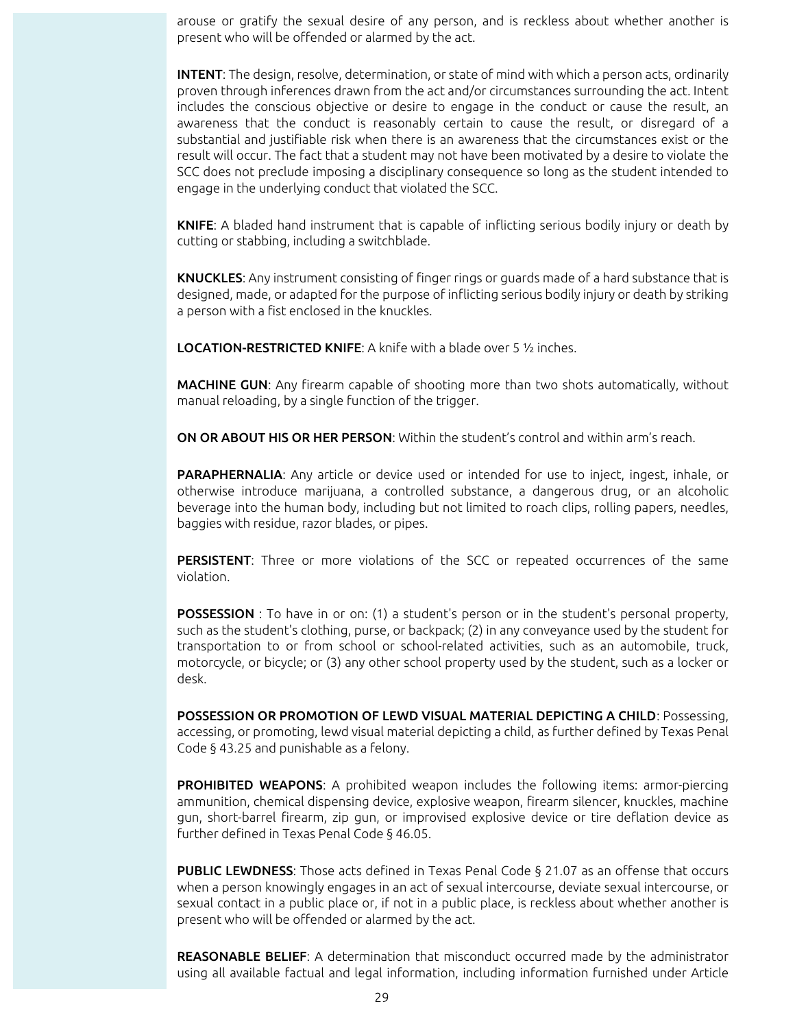arouse or gratify the sexual desire of any person, and is reckless about whether another is present who will be offended or alarmed by the act.

**INTENT**: The design, resolve, determination, or state of mind with which a person acts, ordinarily proven through inferences drawn from the act and/or circumstances surrounding the act. Intent includes the conscious objective or desire to engage in the conduct or cause the result, an awareness that the conduct is reasonably certain to cause the result, or disregard of a substantial and justifiable risk when there is an awareness that the circumstances exist or the result will occur. The fact that a student may not have been motivated by a desire to violate the SCC does not preclude imposing a disciplinary consequence so long as the student intended to engage in the underlying conduct that violated the SCC.

**KNIFE**: A bladed hand instrument that is capable of inflicting serious bodily injury or death by cutting or stabbing, including a switchblade.

**KNUCKLES**: Any instrument consisting of finger rings or guards made of a hard substance that is designed, made, or adapted for the purpose of inflicting serious bodily injury or death by striking a person with a fist enclosed in the knuckles.

**LOCATION-RESTRICTED KNIFE**: A knife with a blade over 5 ½ inches.

**MACHINE GUN**: Any firearm capable of shooting more than two shots automatically, without manual reloading, by a single function of the trigger.

**ON OR ABOUT HIS OR HER PERSON**: Within the student's control and within arm's reach.

**PARAPHERNALIA**: Any article or device used or intended for use to inject, ingest, inhale, or otherwise introduce marijuana, a controlled substance, a dangerous drug, or an alcoholic beverage into the human body, including but not limited to roach clips, rolling papers, needles, baggies with residue, razor blades, or pipes.

**PERSISTENT**: Three or more violations of the SCC or repeated occurrences of the same violation.

**POSSESSION** : To have in or on: (1) a student's person or in the student's personal property, such as the student's clothing, purse, or backpack; (2) in any conveyance used by the student for transportation to or from school or school-related activities, such as an automobile, truck, motorcycle, or bicycle; or (3) any other school property used by the student, such as a locker or desk.

**POSSESSION OR PROMOTION OF LEWD VISUAL MATERIAL DEPICTING A CHILD**: Possessing, accessing, or promoting, lewd visual material depicting a child, as further defined by Texas Penal Code § 43.25 and punishable as a felony.

**PROHIBITED WEAPONS**: A prohibited weapon includes the following items: armor-piercing ammunition, chemical dispensing device, explosive weapon, firearm silencer, knuckles, machine gun, short-barrel firearm, zip gun, or improvised explosive device or tire deflation device as further defined in Texas Penal Code § 46.05.

**PUBLIC LEWDNESS**: Those acts defined in Texas Penal Code § 21.07 as an offense that occurs when a person knowingly engages in an act of sexual intercourse, deviate sexual intercourse, or sexual contact in a public place or, if not in a public place, is reckless about whether another is present who will be offended or alarmed by the act.

**REASONABLE BELIEF**: A determination that misconduct occurred made by the administrator using all available factual and legal information, including information furnished under Article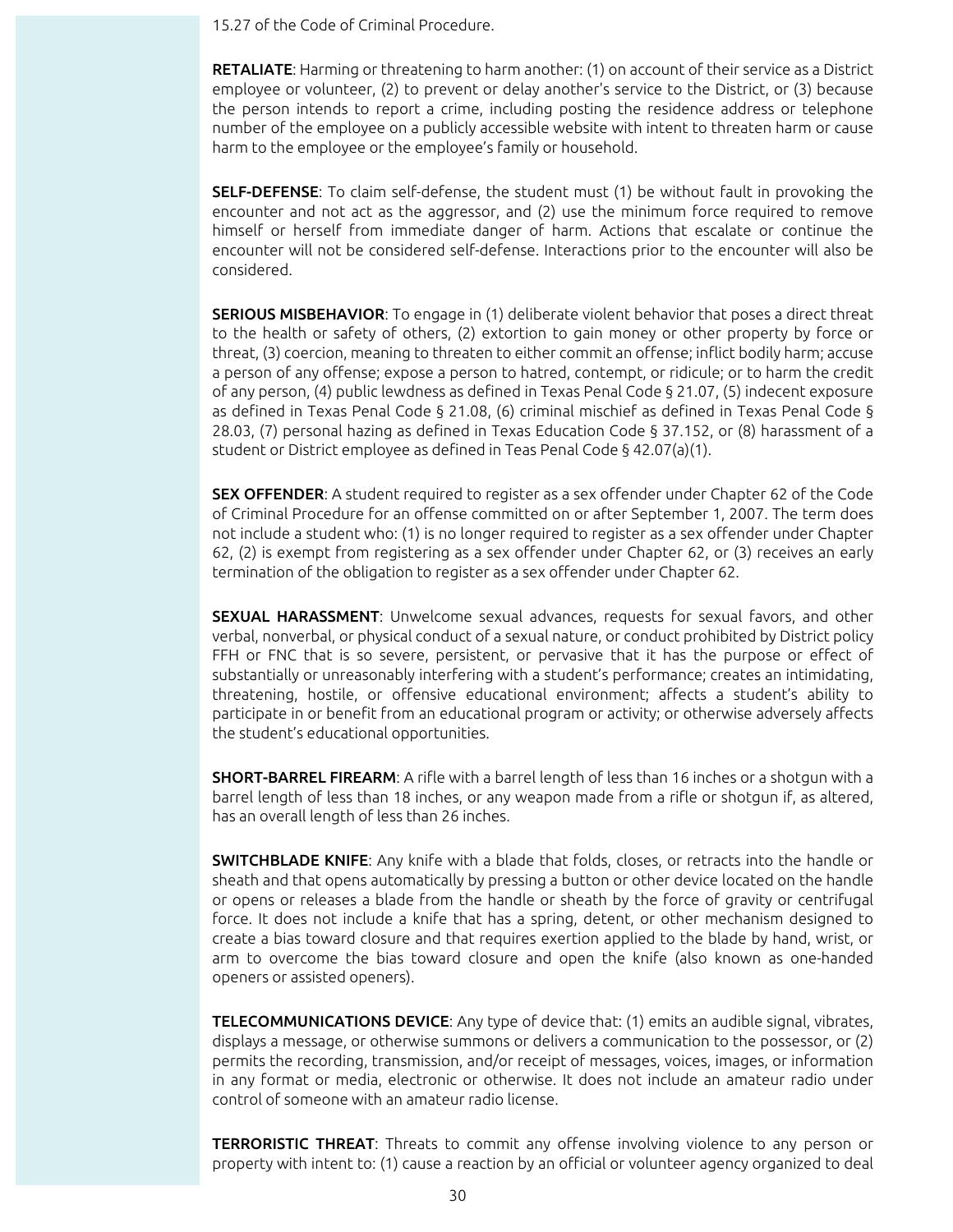15.27 of the Code of Criminal Procedure.

**RETALIATE**: Harming or threatening to harm another: (1) on account of their service as a District employee or volunteer, (2) to prevent or delay another's service to the District, or (3) because the person intends to report a crime, including posting the residence address or telephone number of the employee on a publicly accessible website with intent to threaten harm or cause harm to the employee or the employee's family or household.

**SELF-DEFENSE**: To claim self-defense, the student must (1) be without fault in provoking the encounter and not act as the aggressor, and (2) use the minimum force required to remove himself or herself from immediate danger of harm. Actions that escalate or continue the encounter will not be considered self-defense. Interactions prior to the encounter will also be considered.

**SERIOUS MISBEHAVIOR**: To engage in (1) deliberate violent behavior that poses a direct threat to the health or safety of others, (2) extortion to gain money or other property by force or threat, (3) coercion, meaning to threaten to either commit an offense; inflict bodily harm; accuse a person of any offense; expose a person to hatred, contempt, or ridicule; or to harm the credit of any person, (4) public lewdness as defined in Texas Penal Code § 21.07, (5) indecent exposure as defined in Texas Penal Code § 21.08, (6) criminal mischief as defined in Texas Penal Code § 28.03, (7) personal hazing as defined in Texas Education Code § 37.152, or (8) harassment of a student or District employee as defined in Teas Penal Code § 42.07(a)(1).

**SEX OFFENDER**: A student required to register as a sex offender under Chapter 62 of the Code of Criminal Procedure for an offense committed on or after September 1, 2007. The term does not include a student who: (1) is no longer required to register as a sex offender under Chapter 62, (2) is exempt from registering as a sex offender under Chapter 62, or (3) receives an early termination of the obligation to register as a sex offender under Chapter 62.

**SEXUAL HARASSMENT**: Unwelcome sexual advances, requests for sexual favors, and other verbal, nonverbal, or physical conduct of a sexual nature, or conduct prohibited by District policy FFH or FNC that is so severe, persistent, or pervasive that it has the purpose or effect of substantially or unreasonably interfering with a student's performance; creates an intimidating, threatening, hostile, or offensive educational environment; affects a student's ability to participate in or benefit from an educational program or activity; or otherwise adversely affects the student's educational opportunities.

**SHORT-BARREL FIREARM**: A rifle with a barrel length of less than 16 inches or a shotgun with a barrel length of less than 18 inches, or any weapon made from a rifle or shotgun if, as altered, has an overall length of less than 26 inches.

**SWITCHBLADE KNIFE**: Any knife with a blade that folds, closes, or retracts into the handle or sheath and that opens automatically by pressing a button or other device located on the handle or opens or releases a blade from the handle or sheath by the force of gravity or centrifugal force. It does not include a knife that has a spring, detent, or other mechanism designed to create a bias toward closure and that requires exertion applied to the blade by hand, wrist, or arm to overcome the bias toward closure and open the knife (also known as one-handed openers or assisted openers).

**TELECOMMUNICATIONS DEVICE**: Any type of device that: (1) emits an audible signal, vibrates, displays a message, or otherwise summons or delivers a communication to the possessor, or (2) permits the recording, transmission, and/or receipt of messages, voices, images, or information in any format or media, electronic or otherwise. It does not include an amateur radio under control of someone with an amateur radio license.

**TERRORISTIC THREAT**: Threats to commit any offense involving violence to any person or property with intent to: (1) cause a reaction by an official or volunteer agency organized to deal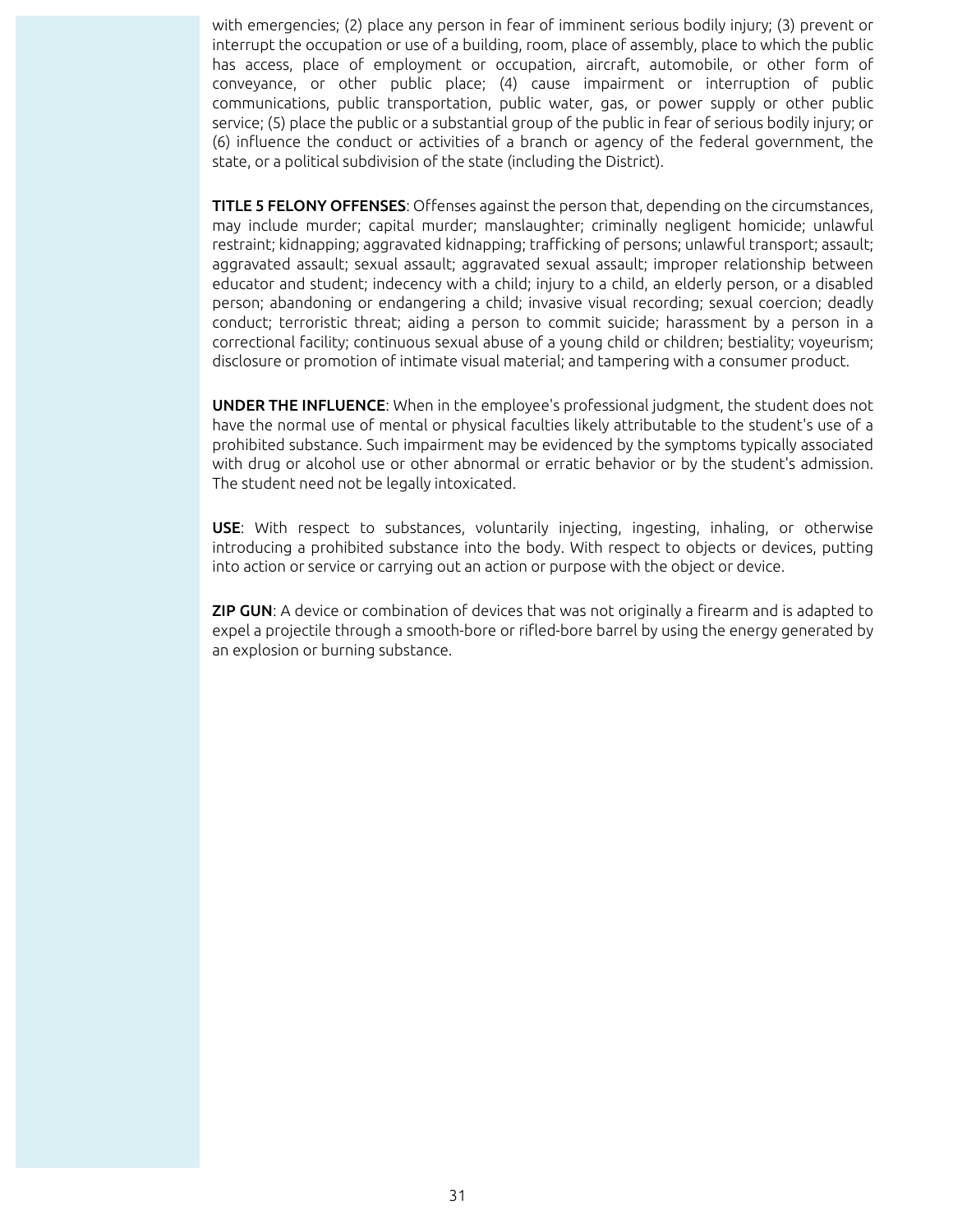with emergencies; (2) place any person in fear of imminent serious bodily injury; (3) prevent or interrupt the occupation or use of a building, room, place of assembly, place to which the public has access, place of employment or occupation, aircraft, automobile, or other form of conveyance, or other public place; (4) cause impairment or interruption of public communications, public transportation, public water, gas, or power supply or other public service; (5) place the public or a substantial group of the public in fear of serious bodily injury; or (6) influence the conduct or activities of a branch or agency of the federal government, the state, or a political subdivision of the state (including the District).

**TITLE 5 FELONY OFFENSES**: Offenses against the person that, depending on the circumstances, may include murder; capital murder; manslaughter; criminally negligent homicide; unlawful restraint; kidnapping; aggravated kidnapping; trafficking of persons; unlawful transport; assault; aggravated assault; sexual assault; aggravated sexual assault; improper relationship between educator and student; indecency with a child; injury to a child, an elderly person, or a disabled person; abandoning or endangering a child; invasive visual recording; sexual coercion; deadly conduct; terroristic threat; aiding a person to commit suicide; harassment by a person in a correctional facility; continuous sexual abuse of a young child or children; bestiality; voyeurism; disclosure or promotion of intimate visual material; and tampering with a consumer product.

**UNDER THE INFLUENCE**: When in the employee's professional judgment, the student does not have the normal use of mental or physical faculties likely attributable to the student's use of a prohibited substance. Such impairment may be evidenced by the symptoms typically associated with drug or alcohol use or other abnormal or erratic behavior or by the student's admission. The student need not be legally intoxicated.

**USE**: With respect to substances, voluntarily injecting, ingesting, inhaling, or otherwise introducing a prohibited substance into the body. With respect to objects or devices, putting into action or service or carrying out an action or purpose with the object or device.

**ZIP GUN**: A device or combination of devices that was not originally a firearm and is adapted to expel a projectile through a smooth-bore or rifled-bore barrel by using the energy generated by an explosion or burning substance.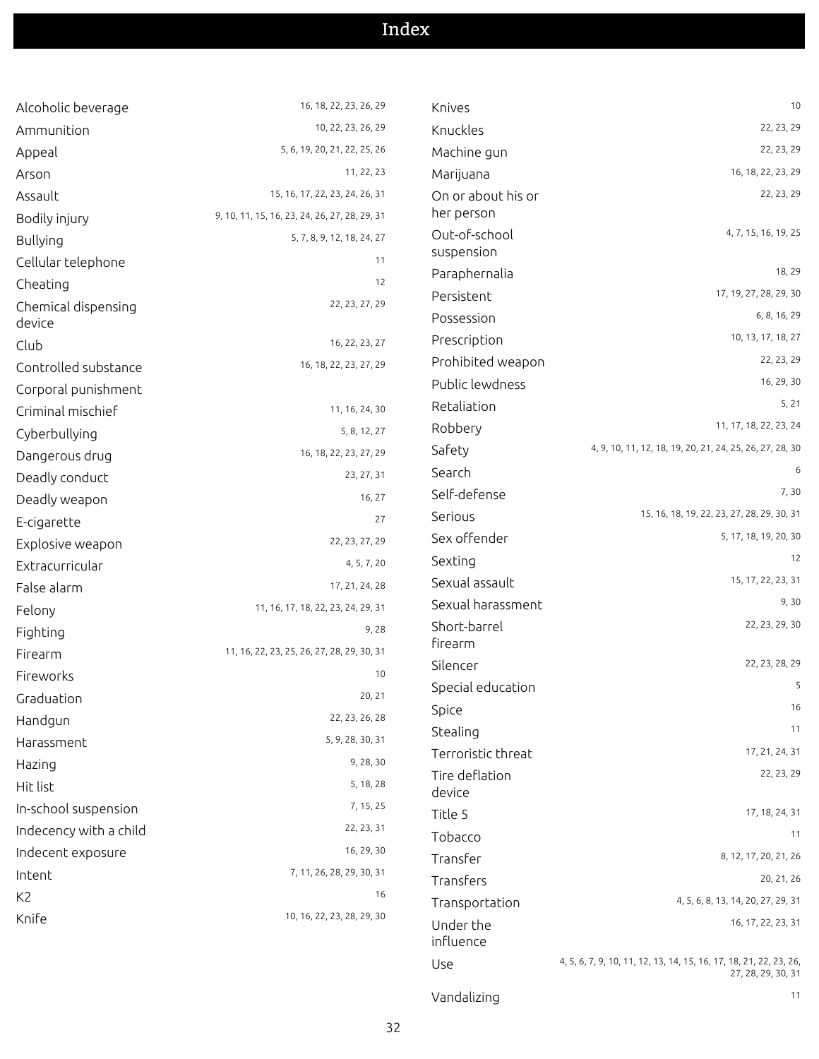# Index

Alcoholic beverage 16, 18, 22, 23, 26, 29
Ammunition 10, 22, 23, 26, 29
Appeal 5, 6, 19, 20, 21, 22, 25, 26
Arson 11, 22, 23
Assault 15, 16, 17, 22, 23, 24, 26, 31
Bodily injury 9, 10, 11, 15, 16, 23, 24, 26, 27, 28, 29, 31
Bullying 5, 7, 8, 9, 12, 18, 24, 27
Cellular telephone 11
Cheating 12
Chemical dispensing device 22, 23, 27, 29
Club 16, 22, 23, 27
Controlled substance 16, 18, 22, 23, 27, 29
Corporal punishment
Criminal mischief 11, 16, 24, 30
Cyberbullying 5, 8, 12, 27
Dangerous drug 16, 18, 22, 23, 27, 29
Deadly conduct 23, 27, 31
Deadly weapon 16, 27
E-cigarette 27
Explosive weapon 22, 23, 27, 29
Extracurricular 4, 5, 7, 20
False alarm 17, 21, 24, 28
Felony 11, 16, 17, 18, 22, 23, 24, 29, 31
Fighting 9, 28
Firearm 11, 16, 22, 23, 25, 26, 27, 28, 29, 30, 31
Fireworks 10
Graduation 20, 21
Handgun 22, 23, 26, 28
Harassment 5, 9, 28, 30, 31
Hazing 9, 28, 30
Hit list 5, 18, 28
In-school suspension 7, 15, 25
Indecency with a child 22, 23, 31
Indecent exposure 16, 29, 30
Intent 7, 11, 26, 28, 29, 30, 31
K2 16
Knife 10, 16, 22, 23, 28, 29, 30
Knives 10
Knuckles 22, 23, 29
Machine gun 22, 23, 29
Marijuana 16, 18, 22, 23, 29
On or about his or her person 22, 23, 29
Out-of-school suspension 4, 7, 15, 16, 19, 25
Paraphernalia 18, 29
Persistent 17, 19, 27, 28, 29, 30
Possession 6, 8, 16, 29
Prescription 10, 13, 17, 18, 27
Prohibited weapon 22, 23, 29
Public lewdness 16, 29, 30
Retaliation 5, 21
Robbery 11, 17, 18, 22, 23, 24
Safety 4, 9, 10, 11, 12, 18, 19, 20, 21, 24, 25, 26, 27, 28, 30
Search 6
Self-defense 7, 30
Serious 15, 16, 18, 19, 22, 23, 27, 28, 29, 30, 31
Sex offender 5, 17, 18, 19, 20, 30
Sexting 12
Sexual assault 15, 17, 22, 23, 31
Sexual harassment 9, 30
Short-barrel firearm 22, 23, 29, 30
Silencer 22, 23, 28, 29
Special education 5
Spice 16
Stealing 11
Terroristic threat 17, 21, 24, 31
Tire deflation device 22, 23, 29
Title 5 17, 18, 24, 31
Tobacco 11
Transfer 8, 12, 17, 20, 21, 26
Transfers 20, 21, 26
Transportation 4, 5, 6, 8, 13, 14, 20, 27, 29, 31
Under the influence 16, 17, 22, 23, 31
Use 4, 5, 6, 7, 9, 10, 11, 12, 13, 14, 15, 16, 17, 18, 21, 22, 23, 26, 27, 28, 29, 30, 31
Vandalizing 11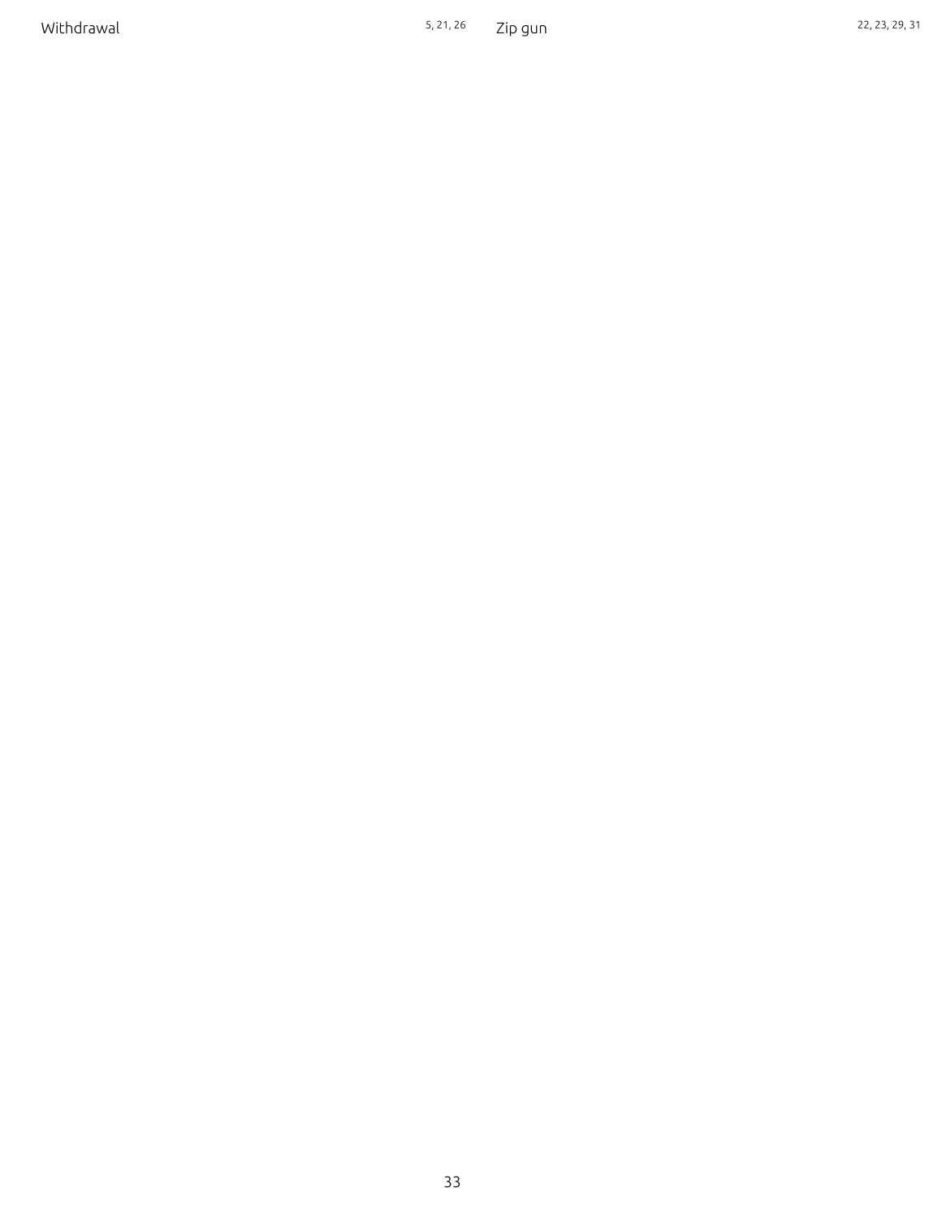Withdrawal 5, 21, 26

Zip gun 22, 23, 29, 31